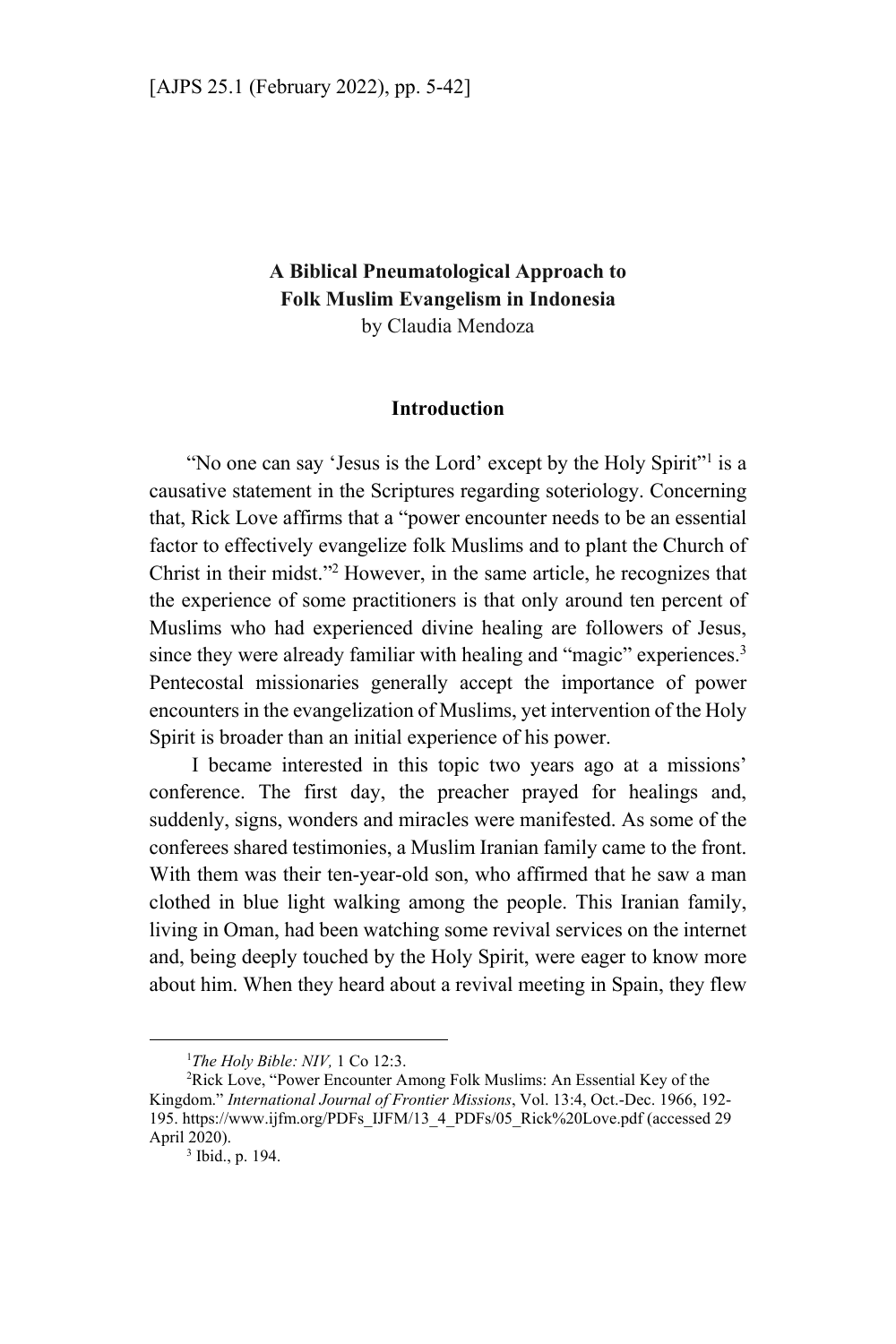# A Biblical Pneumatological Approach to Folk Muslim Evangelism in Indonesia

by Claudia Mendoza

## Introduction

"No one can say 'Jesus is the Lord' except by the Holy Spirit"[1] is a causative statement in the Scriptures regarding soteriology. Concerning that, Rick Love affirms that a "power encounter needs to be an essential factor to effectively evangelize folk Muslims and to plant the Church of Christ in their midst."[2] However, in the same article, he recognizes that the experience of some practitioners is that only around ten percent of Muslims who had experienced divine healing are followers of Jesus, since they were already familiar with healing and "magic" experiences.[3] Pentecostal missionaries generally accept the importance of power encounters in the evangelization of Muslims, yet intervention of the Holy Spirit is broader than an initial experience of his power.

I became interested in this topic two years ago at a missions' conference. The first day, the preacher prayed for healings and, suddenly, signs, wonders and miracles were manifested. As some of the conferees shared testimonies, a Muslim Iranian family came to the front. With them was their ten-year-old son, who affirmed that he saw a man clothed in blue light walking among the people. This Iranian family, living in Oman, had been watching some revival services on the internet and, being deeply touched by the Holy Spirit, were eager to know more about him. When they heard about a revival meeting in Spain, they flew

---

[1] *The Holy Bible: NIV,* 1 Co 12:3.

[2] Rick Love, "Power Encounter Among Folk Muslims: An Essential Key of the Kingdom." *International Journal of Frontier Missions*, Vol. 13:4, Oct.-Dec. 1966, 192-195. https://www.ijfm.org/PDFs_IJFM/13_4_PDFs/05_Rick%20Love.pdf (accessed 29 April 2020).

[3] Ibid., p. 194.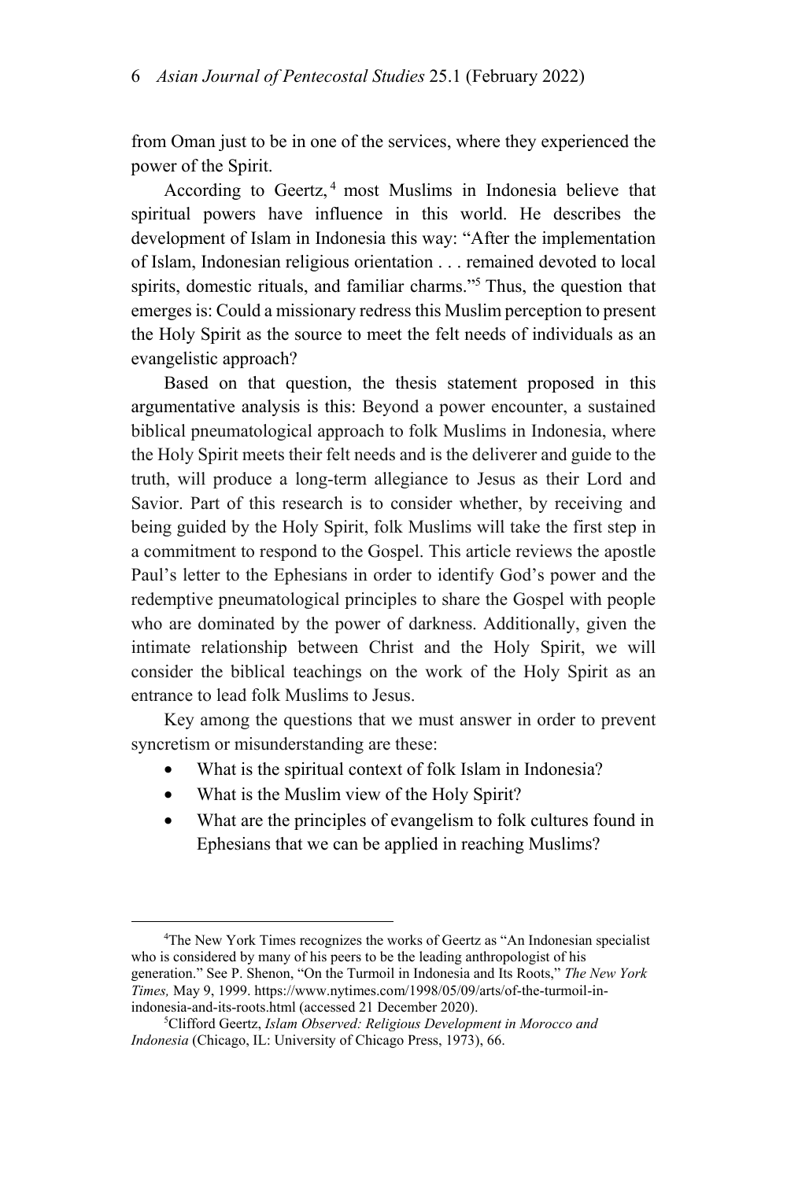from Oman just to be in one of the services, where they experienced the power of the Spirit.

According to Geertz,[4] most Muslims in Indonesia believe that spiritual powers have influence in this world. He describes the development of Islam in Indonesia this way: "After the implementation of Islam, Indonesian religious orientation . . . remained devoted to local spirits, domestic rituals, and familiar charms."[5] Thus, the question that emerges is: Could a missionary redress this Muslim perception to present the Holy Spirit as the source to meet the felt needs of individuals as an evangelistic approach?

Based on that question, the thesis statement proposed in this argumentative analysis is this: Beyond a power encounter, a sustained biblical pneumatological approach to folk Muslims in Indonesia, where the Holy Spirit meets their felt needs and is the deliverer and guide to the truth, will produce a long-term allegiance to Jesus as their Lord and Savior. Part of this research is to consider whether, by receiving and being guided by the Holy Spirit, folk Muslims will take the first step in a commitment to respond to the Gospel. This article reviews the apostle Paul's letter to the Ephesians in order to identify God's power and the redemptive pneumatological principles to share the Gospel with people who are dominated by the power of darkness. Additionally, given the intimate relationship between Christ and the Holy Spirit, we will consider the biblical teachings on the work of the Holy Spirit as an entrance to lead folk Muslims to Jesus.

Key among the questions that we must answer in order to prevent syncretism or misunderstanding are these:

- What is the spiritual context of folk Islam in Indonesia?
- What is the Muslim view of the Holy Spirit?
- What are the principles of evangelism to folk cultures found in Ephesians that we can be applied in reaching Muslims?

---

[4]The New York Times recognizes the works of Geertz as "An Indonesian specialist who is considered by many of his peers to be the leading anthropologist of his generation." See P. Shenon, "On the Turmoil in Indonesia and Its Roots," *The New York Times,* May 9, 1999. https://www.nytimes.com/1998/05/09/arts/of-the-turmoil-in-indonesia-and-its-roots.html (accessed 21 December 2020).

[5]Clifford Geertz, *Islam Observed: Religious Development in Morocco and Indonesia* (Chicago, IL: University of Chicago Press, 1973), 66.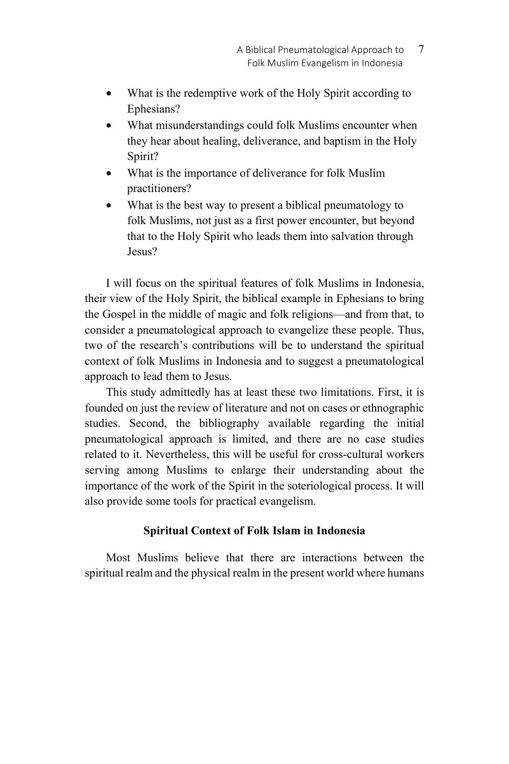- What is the redemptive work of the Holy Spirit according to Ephesians?
- What misunderstandings could folk Muslims encounter when they hear about healing, deliverance, and baptism in the Holy Spirit?
- What is the importance of deliverance for folk Muslim practitioners?
- What is the best way to present a biblical pneumatology to folk Muslims, not just as a first power encounter, but beyond that to the Holy Spirit who leads them into salvation through Jesus?

I will focus on the spiritual features of folk Muslims in Indonesia, their view of the Holy Spirit, the biblical example in Ephesians to bring the Gospel in the middle of magic and folk religions—and from that, to consider a pneumatological approach to evangelize these people. Thus, two of the research's contributions will be to understand the spiritual context of folk Muslims in Indonesia and to suggest a pneumatological approach to lead them to Jesus.

This study admittedly has at least these two limitations. First, it is founded on just the review of literature and not on cases or ethnographic studies. Second, the bibliography available regarding the initial pneumatological approach is limited, and there are no case studies related to it. Nevertheless, this will be useful for cross-cultural workers serving among Muslims to enlarge their understanding about the importance of the work of the Spirit in the soteriological process. It will also provide some tools for practical evangelism.

## Spiritual Context of Folk Islam in Indonesia

Most Muslims believe that there are interactions between the spiritual realm and the physical realm in the present world where humans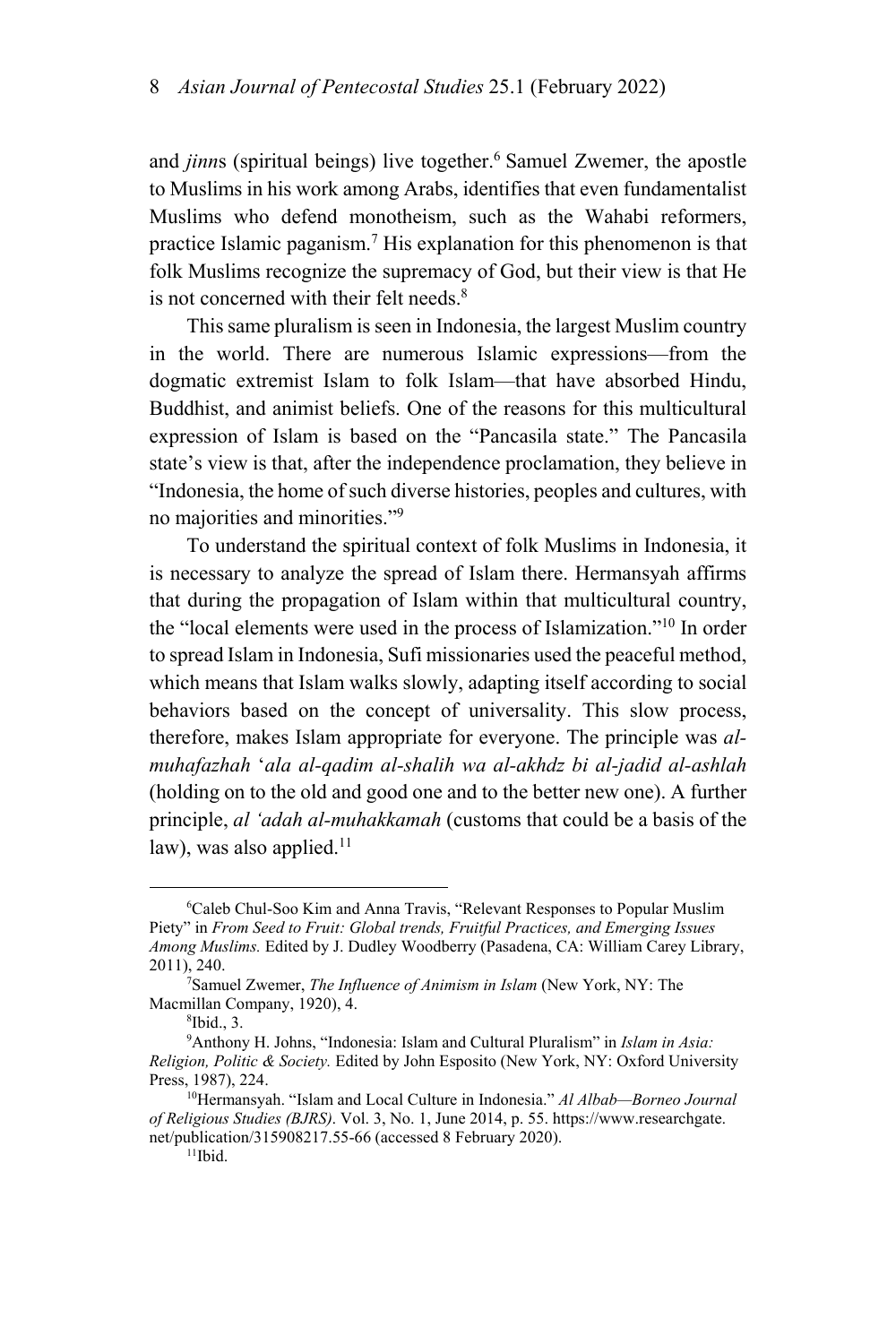and *jinn*s (spiritual beings) live together.[6] Samuel Zwemer, the apostle to Muslims in his work among Arabs, identifies that even fundamentalist Muslims who defend monotheism, such as the Wahabi reformers, practice Islamic paganism.[7] His explanation for this phenomenon is that folk Muslims recognize the supremacy of God, but their view is that He is not concerned with their felt needs.[8]

This same pluralism is seen in Indonesia, the largest Muslim country in the world. There are numerous Islamic expressions—from the dogmatic extremist Islam to folk Islam—that have absorbed Hindu, Buddhist, and animist beliefs. One of the reasons for this multicultural expression of Islam is based on the "Pancasila state." The Pancasila state's view is that, after the independence proclamation, they believe in "Indonesia, the home of such diverse histories, peoples and cultures, with no majorities and minorities."[9]

To understand the spiritual context of folk Muslims in Indonesia, it is necessary to analyze the spread of Islam there. Hermansyah affirms that during the propagation of Islam within that multicultural country, the "local elements were used in the process of Islamization."[10] In order to spread Islam in Indonesia, Sufi missionaries used the peaceful method, which means that Islam walks slowly, adapting itself according to social behaviors based on the concept of universality. This slow process, therefore, makes Islam appropriate for everyone. The principle was *al-muhafazhah* '*ala al-qadim al-shalih wa al-akhdz bi al-jadid al-ashlah* (holding on to the old and good one and to the better new one). A further principle, *al 'adah al-muhakkamah* (customs that could be a basis of the law), was also applied.[11]

---

[6]Caleb Chul-Soo Kim and Anna Travis, "Relevant Responses to Popular Muslim Piety" in *From Seed to Fruit: Global trends, Fruitful Practices, and Emerging Issues Among Muslims.* Edited by J. Dudley Woodberry (Pasadena, CA: William Carey Library, 2011), 240.

[7]Samuel Zwemer, *The Influence of Animism in Islam* (New York, NY: The Macmillan Company, 1920), 4.

[8]Ibid., 3.

[9]Anthony H. Johns, "Indonesia: Islam and Cultural Pluralism" in *Islam in Asia: Religion, Politic & Society.* Edited by John Esposito (New York, NY: Oxford University Press, 1987), 224.

[10]Hermansyah. "Islam and Local Culture in Indonesia." *Al Albab—Borneo Journal of Religious Studies (BJRS)*. Vol. 3, No. 1, June 2014, p. 55. https://www.researchgate.net/publication/315908217.55-66 (accessed 8 February 2020).

[11]Ibid.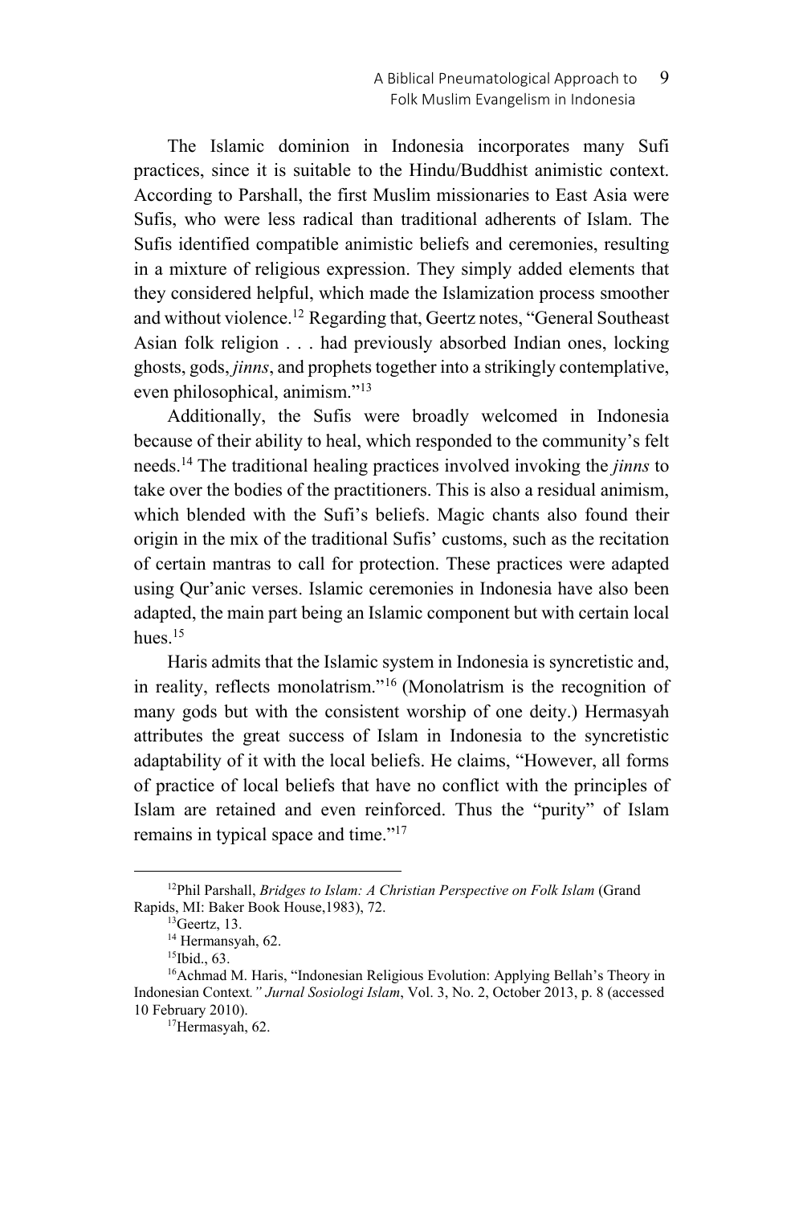The Islamic dominion in Indonesia incorporates many Sufi practices, since it is suitable to the Hindu/Buddhist animistic context. According to Parshall, the first Muslim missionaries to East Asia were Sufis, who were less radical than traditional adherents of Islam. The Sufis identified compatible animistic beliefs and ceremonies, resulting in a mixture of religious expression. They simply added elements that they considered helpful, which made the Islamization process smoother and without violence.[12] Regarding that, Geertz notes, "General Southeast Asian folk religion . . . had previously absorbed Indian ones, locking ghosts, gods, *jinns*, and prophets together into a strikingly contemplative, even philosophical, animism."[13]

Additionally, the Sufis were broadly welcomed in Indonesia because of their ability to heal, which responded to the community's felt needs.[14] The traditional healing practices involved invoking the *jinns* to take over the bodies of the practitioners. This is also a residual animism, which blended with the Sufi's beliefs. Magic chants also found their origin in the mix of the traditional Sufis' customs, such as the recitation of certain mantras to call for protection. These practices were adapted using Qur'anic verses. Islamic ceremonies in Indonesia have also been adapted, the main part being an Islamic component but with certain local hues.[15]

Haris admits that the Islamic system in Indonesia is syncretistic and, in reality, reflects monolatrism."[16] (Monolatrism is the recognition of many gods but with the consistent worship of one deity.) Hermasyah attributes the great success of Islam in Indonesia to the syncretistic adaptability of it with the local beliefs. He claims, "However, all forms of practice of local beliefs that have no conflict with the principles of Islam are retained and even reinforced. Thus the "purity" of Islam remains in typical space and time."[17]

---

[12] Phil Parshall, *Bridges to Islam: A Christian Perspective on Folk Islam* (Grand Rapids, MI: Baker Book House,1983), 72.

[13] Geertz, 13.

[14] Hermansyah, 62.

[15] Ibid., 63.

[16] Achmad M. Haris, "Indonesian Religious Evolution: Applying Bellah's Theory in Indonesian Context*." Jurnal Sosiologi Islam*, Vol. 3, No. 2, October 2013, p. 8 (accessed 10 February 2010).

[17] Hermasyah, 62.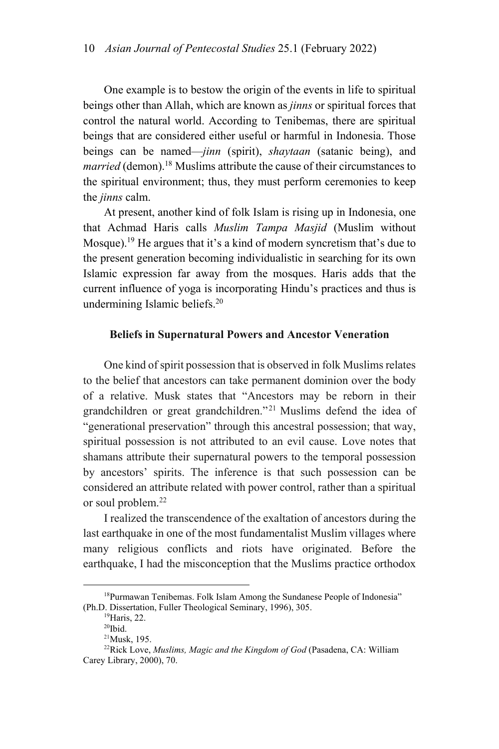One example is to bestow the origin of the events in life to spiritual beings other than Allah, which are known as *jinns* or spiritual forces that control the natural world. According to Tenibemas, there are spiritual beings that are considered either useful or harmful in Indonesia. Those beings can be named—*jinn* (spirit), *shaytaan* (satanic being), and *married* (demon).[18] Muslims attribute the cause of their circumstances to the spiritual environment; thus, they must perform ceremonies to keep the *jinns* calm.

At present, another kind of folk Islam is rising up in Indonesia, one that Achmad Haris calls *Muslim Tampa Masjid* (Muslim without Mosque).[19] He argues that it's a kind of modern syncretism that's due to the present generation becoming individualistic in searching for its own Islamic expression far away from the mosques. Haris adds that the current influence of yoga is incorporating Hindu's practices and thus is undermining Islamic beliefs.[20]

### Beliefs in Supernatural Powers and Ancestor Veneration

One kind of spirit possession that is observed in folk Muslims relates to the belief that ancestors can take permanent dominion over the body of a relative. Musk states that "Ancestors may be reborn in their grandchildren or great grandchildren."[21] Muslims defend the idea of "generational preservation" through this ancestral possession; that way, spiritual possession is not attributed to an evil cause. Love notes that shamans attribute their supernatural powers to the temporal possession by ancestors' spirits. The inference is that such possession can be considered an attribute related with power control, rather than a spiritual or soul problem.[22]

I realized the transcendence of the exaltation of ancestors during the last earthquake in one of the most fundamentalist Muslim villages where many religious conflicts and riots have originated. Before the earthquake, I had the misconception that the Muslims practice orthodox

---

[18] Purmawan Tenibemas. Folk Islam Among the Sundanese People of Indonesia" (Ph.D. Dissertation, Fuller Theological Seminary, 1996), 305.

[19] Haris, 22.

[20] Ibid.

[21] Musk, 195.

[22] Rick Love, *Muslims, Magic and the Kingdom of God* (Pasadena, CA: William Carey Library, 2000), 70.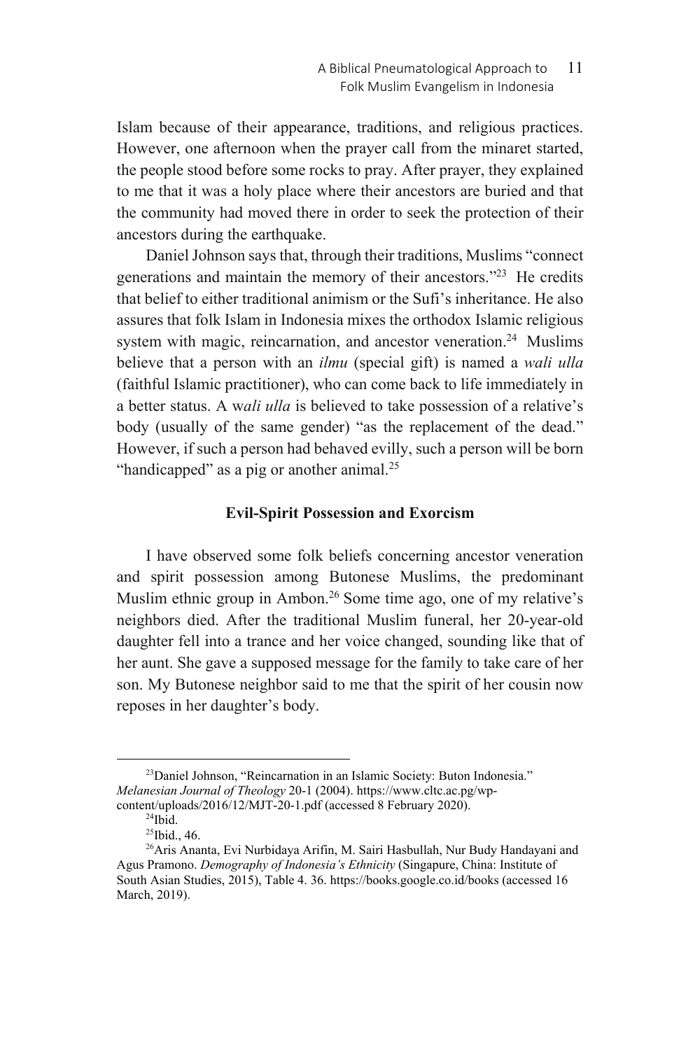Islam because of their appearance, traditions, and religious practices. However, one afternoon when the prayer call from the minaret started, the people stood before some rocks to pray. After prayer, they explained to me that it was a holy place where their ancestors are buried and that the community had moved there in order to seek the protection of their ancestors during the earthquake.

Daniel Johnson says that, through their traditions, Muslims "connect generations and maintain the memory of their ancestors."[23] He credits that belief to either traditional animism or the Sufi's inheritance. He also assures that folk Islam in Indonesia mixes the orthodox Islamic religious system with magic, reincarnation, and ancestor veneration.[24] Muslims believe that a person with an *ilmu* (special gift) is named a *wali ulla* (faithful Islamic practitioner), who can come back to life immediately in a better status. A w*ali ulla* is believed to take possession of a relative's body (usually of the same gender) "as the replacement of the dead." However, if such a person had behaved evilly, such a person will be born "handicapped" as a pig or another animal.[25]

**Evil-Spirit Possession and Exorcism**

I have observed some folk beliefs concerning ancestor veneration and spirit possession among Butonese Muslims, the predominant Muslim ethnic group in Ambon.[26] Some time ago, one of my relative's neighbors died. After the traditional Muslim funeral, her 20-year-old daughter fell into a trance and her voice changed, sounding like that of her aunt. She gave a supposed message for the family to take care of her son. My Butonese neighbor said to me that the spirit of her cousin now reposes in her daughter's body.

---

[23]Daniel Johnson, "Reincarnation in an Islamic Society: Buton Indonesia." *Melanesian Journal of Theology* 20-1 (2004). https://www.cltc.ac.pg/wp-content/uploads/2016/12/MJT-20-1.pdf (accessed 8 February 2020).

[24]Ibid.

[25]Ibid., 46.

[26]Aris Ananta, Evi Nurbidaya Arifin, M. Sairi Hasbullah, Nur Budy Handayani and Agus Pramono. *Demography of Indonesia's Ethnicity* (Singapure, China: Institute of South Asian Studies, 2015), Table 4. 36. https://books.google.co.id/books (accessed 16 March, 2019).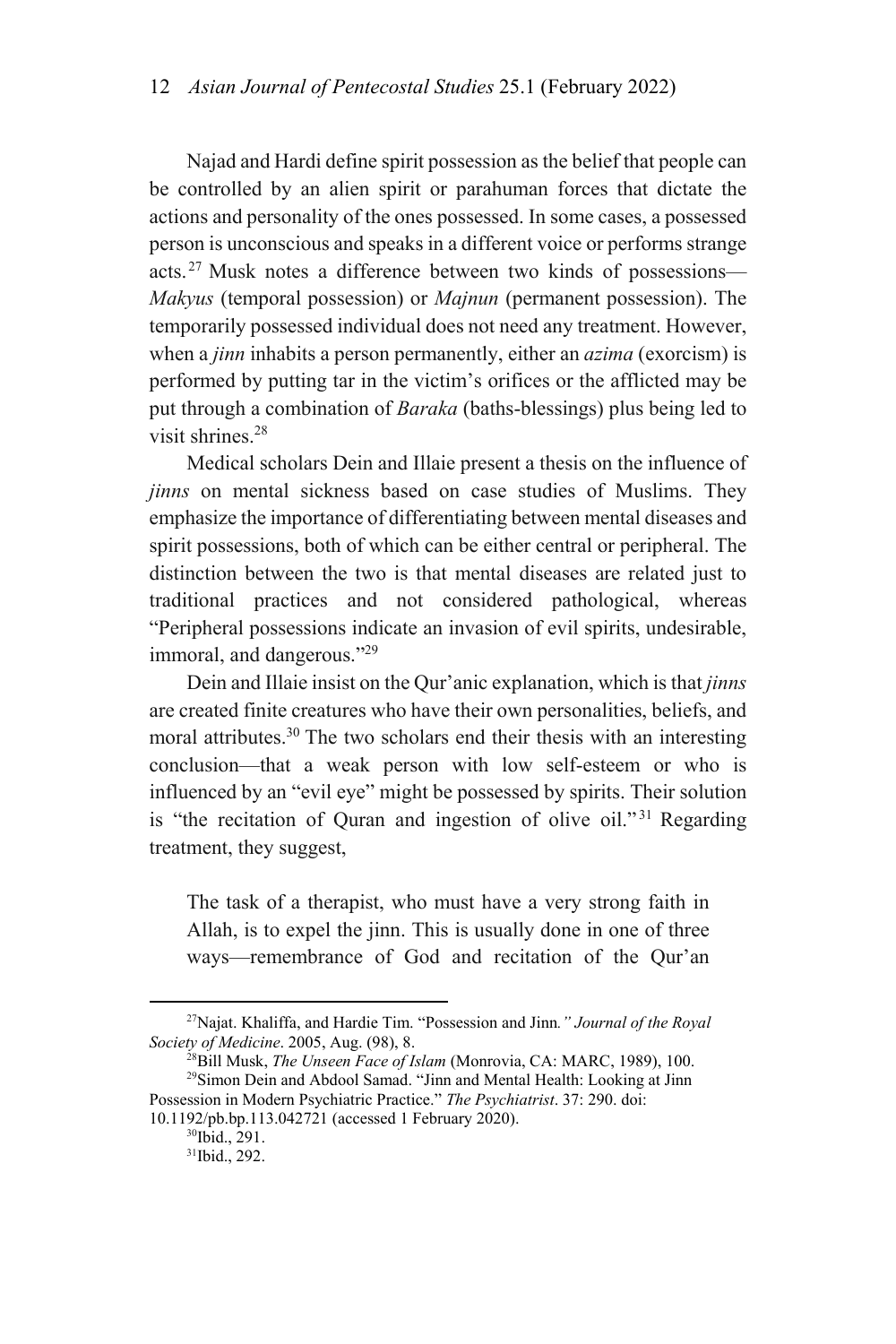Najad and Hardi define spirit possession as the belief that people can be controlled by an alien spirit or parahuman forces that dictate the actions and personality of the ones possessed. In some cases, a possessed person is unconscious and speaks in a different voice or performs strange acts.[27] Musk notes a difference between two kinds of possessions—*Makyus* (temporal possession) or *Majnun* (permanent possession). The temporarily possessed individual does not need any treatment. However, when a *jinn* inhabits a person permanently, either an *azima* (exorcism) is performed by putting tar in the victim's orifices or the afflicted may be put through a combination of *Baraka* (baths-blessings) plus being led to visit shrines.[28]

Medical scholars Dein and Illaie present a thesis on the influence of *jinns* on mental sickness based on case studies of Muslims. They emphasize the importance of differentiating between mental diseases and spirit possessions, both of which can be either central or peripheral. The distinction between the two is that mental diseases are related just to traditional practices and not considered pathological, whereas "Peripheral possessions indicate an invasion of evil spirits, undesirable, immoral, and dangerous."[29]

Dein and Illaie insist on the Qur'anic explanation, which is that *jinns* are created finite creatures who have their own personalities, beliefs, and moral attributes.[30] The two scholars end their thesis with an interesting conclusion—that a weak person with low self-esteem or who is influenced by an "evil eye" might be possessed by spirits. Their solution is "the recitation of Quran and ingestion of olive oil."[31] Regarding treatment, they suggest,

> The task of a therapist, who must have a very strong faith in Allah, is to expel the jinn. This is usually done in one of three ways—remembrance of God and recitation of the Qur'an

---

[27] Najat. Khaliffa, and Hardie Tim. "Possession and Jinn*." Journal of the Royal Society of Medicine*. 2005, Aug. (98), 8.

[28] Bill Musk, *The Unseen Face of Islam* (Monrovia, CA: MARC, 1989), 100.

[29] Simon Dein and Abdool Samad. "Jinn and Mental Health: Looking at Jinn Possession in Modern Psychiatric Practice." *The Psychiatrist*. 37: 290. doi: 10.1192/pb.bp.113.042721 (accessed 1 February 2020).

[30] Ibid., 291.

[31] Ibid., 292.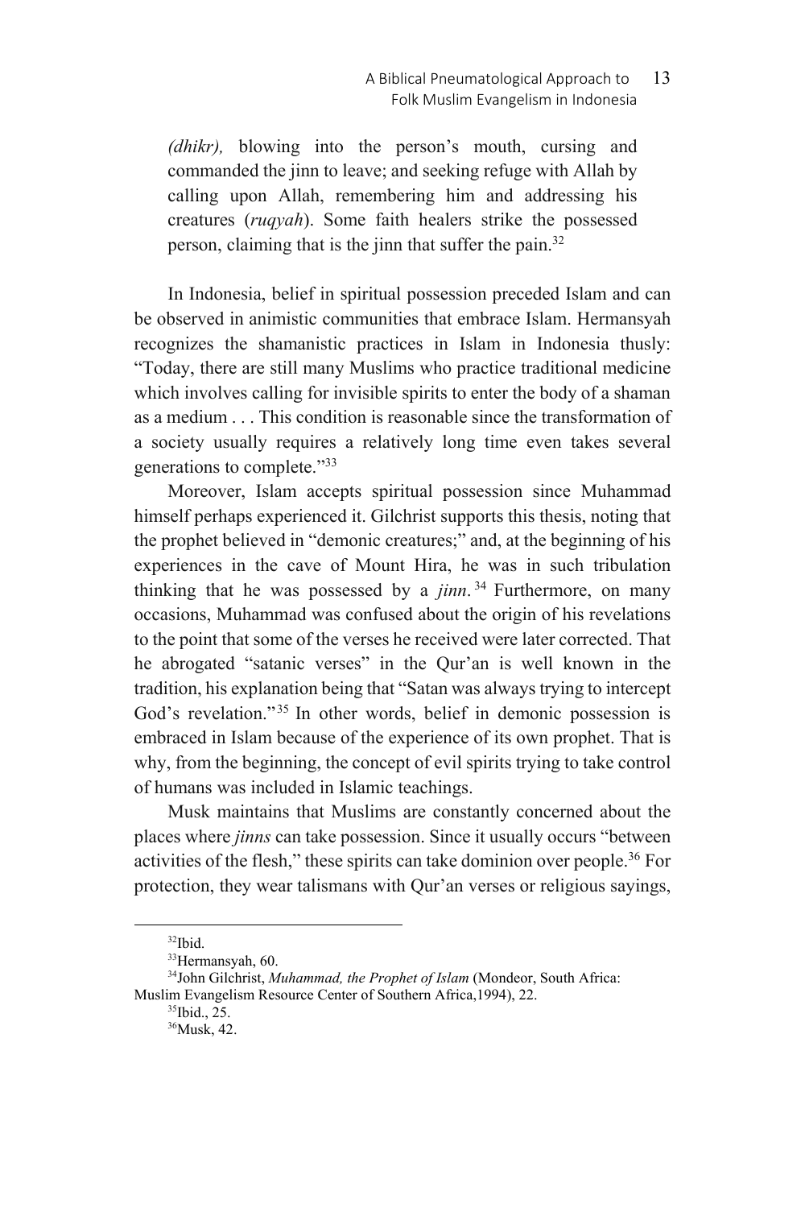*(dhikr),* blowing into the person's mouth, cursing and commanded the jinn to leave; and seeking refuge with Allah by calling upon Allah, remembering him and addressing his creatures (*ruqyah*). Some faith healers strike the possessed person, claiming that is the jinn that suffer the pain.[32]

In Indonesia, belief in spiritual possession preceded Islam and can be observed in animistic communities that embrace Islam. Hermansyah recognizes the shamanistic practices in Islam in Indonesia thusly: "Today, there are still many Muslims who practice traditional medicine which involves calling for invisible spirits to enter the body of a shaman as a medium . . . This condition is reasonable since the transformation of a society usually requires a relatively long time even takes several generations to complete."[33]

Moreover, Islam accepts spiritual possession since Muhammad himself perhaps experienced it. Gilchrist supports this thesis, noting that the prophet believed in "demonic creatures;" and, at the beginning of his experiences in the cave of Mount Hira, he was in such tribulation thinking that he was possessed by a *jinn*.[34] Furthermore, on many occasions, Muhammad was confused about the origin of his revelations to the point that some of the verses he received were later corrected. That he abrogated "satanic verses" in the Qur'an is well known in the tradition, his explanation being that "Satan was always trying to intercept God's revelation."[35] In other words, belief in demonic possession is embraced in Islam because of the experience of its own prophet. That is why, from the beginning, the concept of evil spirits trying to take control of humans was included in Islamic teachings.

Musk maintains that Muslims are constantly concerned about the places where *jinns* can take possession. Since it usually occurs "between activities of the flesh," these spirits can take dominion over people.[36] For protection, they wear talismans with Qur'an verses or religious sayings,

---

[32]Ibid.

[33]Hermansyah, 60.

[34]John Gilchrist, *Muhammad, the Prophet of Islam* (Mondeor, South Africa: Muslim Evangelism Resource Center of Southern Africa,1994), 22.

[35]Ibid., 25.

[36]Musk, 42.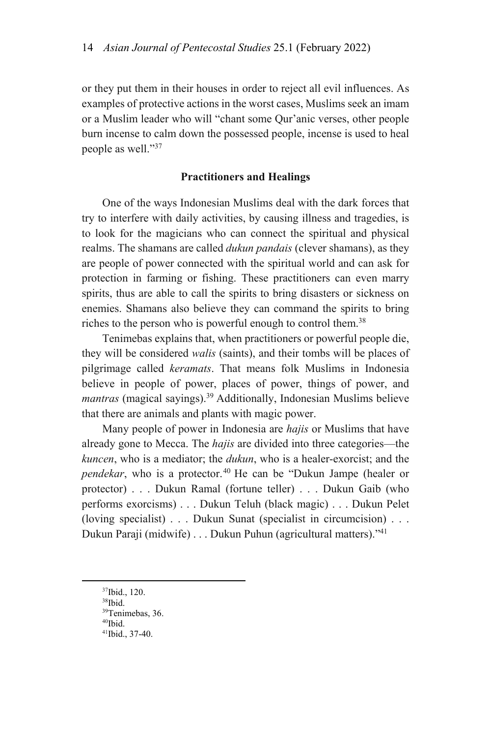or they put them in their houses in order to reject all evil influences. As examples of protective actions in the worst cases, Muslims seek an imam or a Muslim leader who will "chant some Qur'anic verses, other people burn incense to calm down the possessed people, incense is used to heal people as well."[37]

### Practitioners and Healings

One of the ways Indonesian Muslims deal with the dark forces that try to interfere with daily activities, by causing illness and tragedies, is to look for the magicians who can connect the spiritual and physical realms. The shamans are called *dukun pandais* (clever shamans), as they are people of power connected with the spiritual world and can ask for protection in farming or fishing. These practitioners can even marry spirits, thus are able to call the spirits to bring disasters or sickness on enemies. Shamans also believe they can command the spirits to bring riches to the person who is powerful enough to control them.[38]

Tenimebas explains that, when practitioners or powerful people die, they will be considered *walis* (saints), and their tombs will be places of pilgrimage called *keramats*. That means folk Muslims in Indonesia believe in people of power, places of power, things of power, and *mantras* (magical sayings).[39] Additionally, Indonesian Muslims believe that there are animals and plants with magic power.

Many people of power in Indonesia are *hajis* or Muslims that have already gone to Mecca. The *hajis* are divided into three categories—the *kuncen*, who is a mediator; the *dukun*, who is a healer-exorcist; and the *pendekar*, who is a protector.[40] He can be "Dukun Jampe (healer or protector) . . . Dukun Ramal (fortune teller) . . . Dukun Gaib (who performs exorcisms) . . . Dukun Teluh (black magic) . . . Dukun Pelet (loving specialist) . . . Dukun Sunat (specialist in circumcision) . . . Dukun Paraji (midwife) . . . Dukun Puhun (agricultural matters)."[41]

---

[37]Ibid., 120.

[38]Ibid.

[39]Tenimebas, 36.

[40]Ibid.

[41]Ibid., 37-40.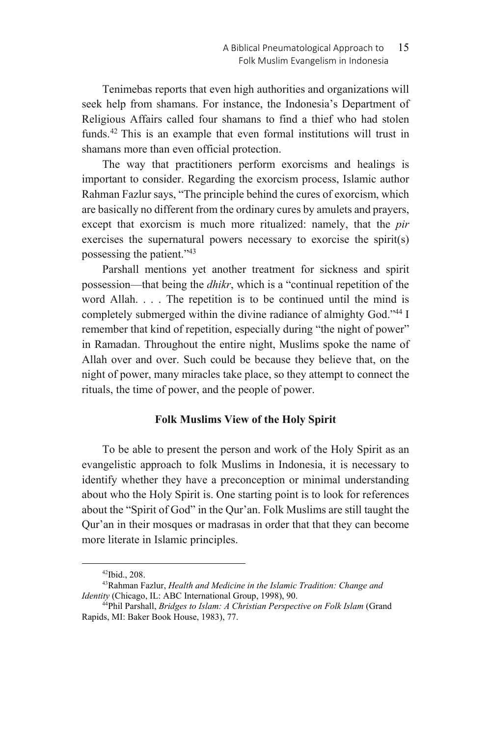Tenimebas reports that even high authorities and organizations will seek help from shamans. For instance, the Indonesia's Department of Religious Affairs called four shamans to find a thief who had stolen funds.[42] This is an example that even formal institutions will trust in shamans more than even official protection.

The way that practitioners perform exorcisms and healings is important to consider. Regarding the exorcism process, Islamic author Rahman Fazlur says, "The principle behind the cures of exorcism, which are basically no different from the ordinary cures by amulets and prayers, except that exorcism is much more ritualized: namely, that the *pir* exercises the supernatural powers necessary to exorcise the spirit(s) possessing the patient."[43]

Parshall mentions yet another treatment for sickness and spirit possession—that being the *dhikr*, which is a "continual repetition of the word Allah. . . . The repetition is to be continued until the mind is completely submerged within the divine radiance of almighty God."[44] I remember that kind of repetition, especially during "the night of power" in Ramadan. Throughout the entire night, Muslims spoke the name of Allah over and over. Such could be because they believe that, on the night of power, many miracles take place, so they attempt to connect the rituals, the time of power, and the people of power.

### Folk Muslims View of the Holy Spirit

To be able to present the person and work of the Holy Spirit as an evangelistic approach to folk Muslims in Indonesia, it is necessary to identify whether they have a preconception or minimal understanding about who the Holy Spirit is. One starting point is to look for references about the "Spirit of God" in the Qur'an. Folk Muslims are still taught the Qur'an in their mosques or madrasas in order that that they can become more literate in Islamic principles.

---

[42] Ibid., 208.

[43] Rahman Fazlur, *Health and Medicine in the Islamic Tradition: Change and Identity* (Chicago, IL: ABC International Group, 1998), 90.

[44] Phil Parshall, *Bridges to Islam: A Christian Perspective on Folk Islam* (Grand Rapids, MI: Baker Book House, 1983), 77.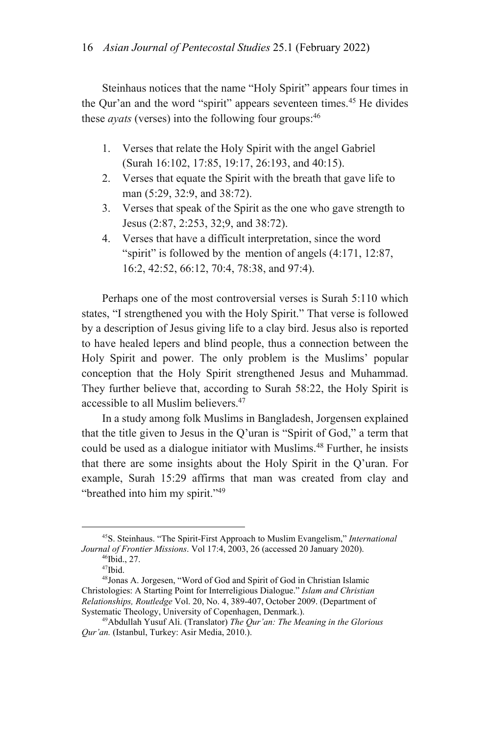Steinhaus notices that the name "Holy Spirit" appears four times in the Qur'an and the word "spirit" appears seventeen times.[45] He divides these *ayats* (verses) into the following four groups:[46]

1. Verses that relate the Holy Spirit with the angel Gabriel (Surah 16:102, 17:85, 19:17, 26:193, and 40:15).
2. Verses that equate the Spirit with the breath that gave life to man (5:29, 32:9, and 38:72).
3. Verses that speak of the Spirit as the one who gave strength to Jesus (2:87, 2:253, 32;9, and 38:72).
4. Verses that have a difficult interpretation, since the word "spirit" is followed by the mention of angels (4:171, 12:87, 16:2, 42:52, 66:12, 70:4, 78:38, and 97:4).

Perhaps one of the most controversial verses is Surah 5:110 which states, "I strengthened you with the Holy Spirit." That verse is followed by a description of Jesus giving life to a clay bird. Jesus also is reported to have healed lepers and blind people, thus a connection between the Holy Spirit and power. The only problem is the Muslims' popular conception that the Holy Spirit strengthened Jesus and Muhammad. They further believe that, according to Surah 58:22, the Holy Spirit is accessible to all Muslim believers.[47]

In a study among folk Muslims in Bangladesh, Jorgensen explained that the title given to Jesus in the Q'uran is "Spirit of God," a term that could be used as a dialogue initiator with Muslims.[48] Further, he insists that there are some insights about the Holy Spirit in the Q'uran. For example, Surah 15:29 affirms that man was created from clay and "breathed into him my spirit."[49]

---

[45]S. Steinhaus. "The Spirit-First Approach to Muslim Evangelism," *International Journal of Frontier Missions*. Vol 17:4, 2003, 26 (accessed 20 January 2020).

[46]Ibid., 27.

[47]Ibid.

[48]Jonas A. Jorgesen, "Word of God and Spirit of God in Christian Islamic Christologies: A Starting Point for Interreligious Dialogue." *Islam and Christian Relationships, Routledge* Vol. 20, No. 4, 389-407, October 2009. (Department of Systematic Theology, University of Copenhagen, Denmark.).

[49]Abdullah Yusuf Ali. (Translator) *The Qur'an: The Meaning in the Glorious Qur'an.* (Istanbul, Turkey: Asir Media, 2010.).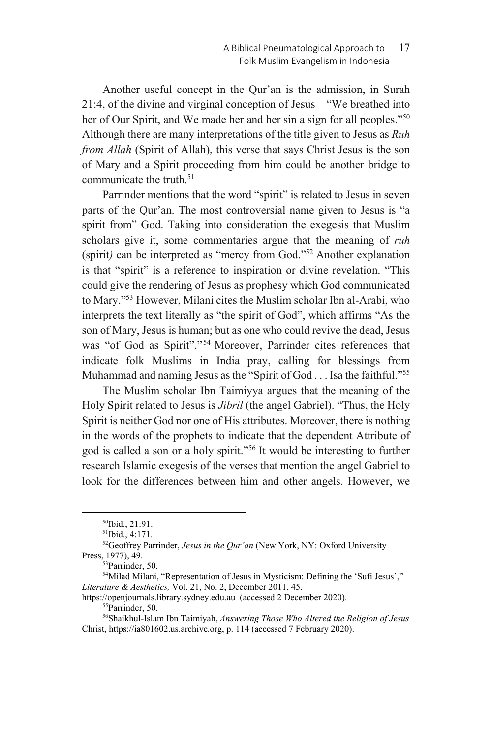Another useful concept in the Qur'an is the admission, in Surah 21:4, of the divine and virginal conception of Jesus—"We breathed into her of Our Spirit, and We made her and her sin a sign for all peoples."[50] Although there are many interpretations of the title given to Jesus as *Ruh from Allah* (Spirit of Allah), this verse that says Christ Jesus is the son of Mary and a Spirit proceeding from him could be another bridge to communicate the truth.[51]

Parrinder mentions that the word "spirit" is related to Jesus in seven parts of the Qur'an. The most controversial name given to Jesus is "a spirit from" God. Taking into consideration the exegesis that Muslim scholars give it, some commentaries argue that the meaning of *ruh* (spirit*)* can be interpreted as "mercy from God."[52] Another explanation is that "spirit" is a reference to inspiration or divine revelation. "This could give the rendering of Jesus as prophesy which God communicated to Mary."[53] However, Milani cites the Muslim scholar Ibn al-Arabi, who interprets the text literally as "the spirit of God", which affirms "As the son of Mary, Jesus is human; but as one who could revive the dead, Jesus was "of God as Spirit"."[54] Moreover, Parrinder cites references that indicate folk Muslims in India pray, calling for blessings from Muhammad and naming Jesus as the "Spirit of God . . . Isa the faithful."[55]

The Muslim scholar Ibn Taimiyya argues that the meaning of the Holy Spirit related to Jesus is *Jibril* (the angel Gabriel). "Thus, the Holy Spirit is neither God nor one of His attributes. Moreover, there is nothing in the words of the prophets to indicate that the dependent Attribute of god is called a son or a holy spirit."[56] It would be interesting to further research Islamic exegesis of the verses that mention the angel Gabriel to look for the differences between him and other angels. However, we

---

[50]Ibid., 21:91.

[51]Ibid., 4:171.

[52]Geoffrey Parrinder, *Jesus in the Qur'an* (New York, NY: Oxford University Press, 1977), 49.

[53]Parrinder, 50.

[54]Milad Milani, "Representation of Jesus in Mysticism: Defining the 'Sufi Jesus'," *Literature & Aesthetics,* Vol. 21, No. 2, December 2011, 45. https://openjournals.library.sydney.edu.au (accessed 2 December 2020).

[55]Parrinder, 50.

[56]Shaikhul-Islam Ibn Taimiyah, *Answering Those Who Altered the Religion of Jesus* Christ, https://ia801602.us.archive.org, p. 114 (accessed 7 February 2020).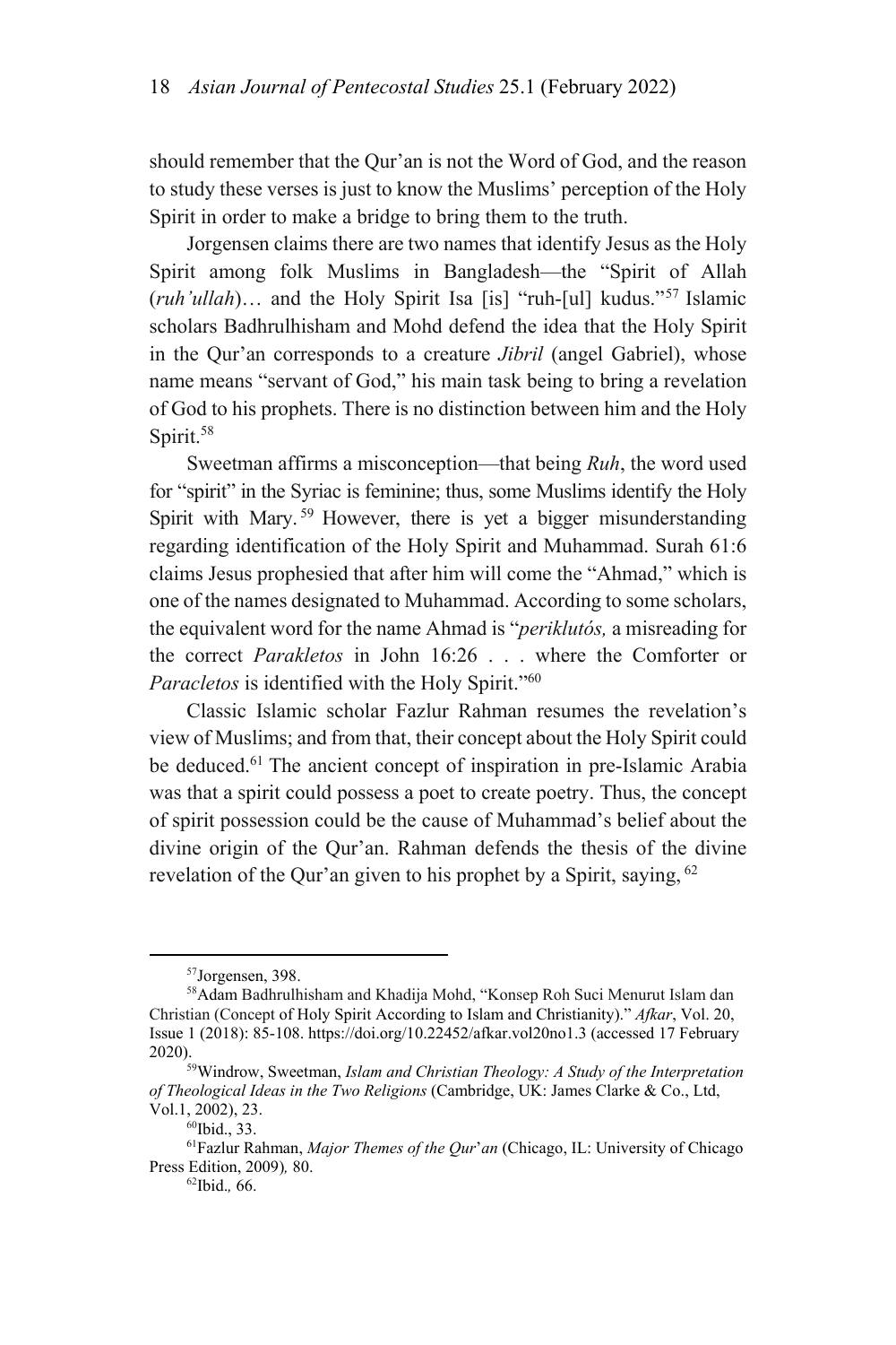should remember that the Qur'an is not the Word of God, and the reason to study these verses is just to know the Muslims' perception of the Holy Spirit in order to make a bridge to bring them to the truth.

Jorgensen claims there are two names that identify Jesus as the Holy Spirit among folk Muslims in Bangladesh—the "Spirit of Allah (*ruh'ullah*)… and the Holy Spirit Isa [is] "ruh-[ul] kudus."[57] Islamic scholars Badhrulhisham and Mohd defend the idea that the Holy Spirit in the Qur'an corresponds to a creature *Jibril* (angel Gabriel), whose name means "servant of God," his main task being to bring a revelation of God to his prophets. There is no distinction between him and the Holy Spirit.[58]

Sweetman affirms a misconception—that being *Ruh*, the word used for "spirit" in the Syriac is feminine; thus, some Muslims identify the Holy Spirit with Mary.[59] However, there is yet a bigger misunderstanding regarding identification of the Holy Spirit and Muhammad. Surah 61:6 claims Jesus prophesied that after him will come the "Ahmad," which is one of the names designated to Muhammad. According to some scholars, the equivalent word for the name Ahmad is "*periklutós,* a misreading for the correct *Parakletos* in John 16:26 . . . where the Comforter or *Paracletos* is identified with the Holy Spirit."[60]

Classic Islamic scholar Fazlur Rahman resumes the revelation's view of Muslims; and from that, their concept about the Holy Spirit could be deduced.[61] The ancient concept of inspiration in pre-Islamic Arabia was that a spirit could possess a poet to create poetry. Thus, the concept of spirit possession could be the cause of Muhammad's belief about the divine origin of the Qur'an. Rahman defends the thesis of the divine revelation of the Qur'an given to his prophet by a Spirit, saying,[62]

---

[57]Jorgensen, 398.

[58]Adam Badhrulhisham and Khadija Mohd, "Konsep Roh Suci Menurut Islam dan Christian (Concept of Holy Spirit According to Islam and Christianity)." *Afkar*, Vol. 20, Issue 1 (2018): 85-108. https://doi.org/10.22452/afkar.vol20no1.3 (accessed 17 February 2020).

[59]Windrow, Sweetman, *Islam and Christian Theology: A Study of the Interpretation of Theological Ideas in the Two Religions* (Cambridge, UK: James Clarke & Co., Ltd, Vol.1, 2002), 23.

[60]Ibid., 33.

[61]Fazlur Rahman, *Major Themes of the Qur'an* (Chicago, IL: University of Chicago Press Edition, 2009)*,* 80.

[62]Ibid.*,* 66.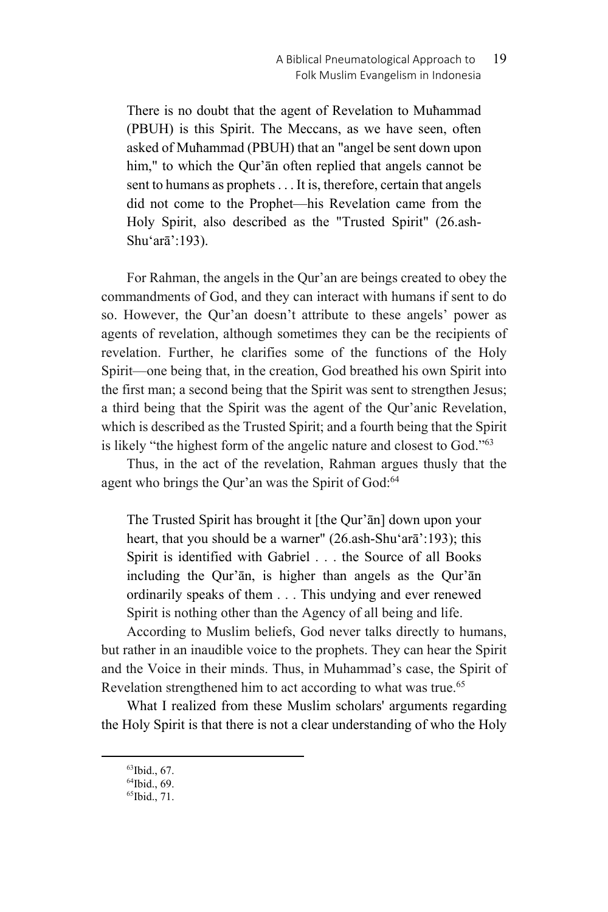> There is no doubt that the agent of Revelation to Muħammad (PBUH) is this Spirit. The Meccans, as we have seen, often asked of Muħammad (PBUH) that an "angel be sent down upon him," to which the Qur'ān often replied that angels cannot be sent to humans as prophets . . . It is, therefore, certain that angels did not come to the Prophet—his Revelation came from the Holy Spirit, also described as the "Trusted Spirit" (26.ash-Shu'arā':193).

For Rahman, the angels in the Qur'an are beings created to obey the commandments of God, and they can interact with humans if sent to do so. However, the Qur'an doesn't attribute to these angels' power as agents of revelation, although sometimes they can be the recipients of revelation. Further, he clarifies some of the functions of the Holy Spirit—one being that, in the creation, God breathed his own Spirit into the first man; a second being that the Spirit was sent to strengthen Jesus; a third being that the Spirit was the agent of the Qur'anic Revelation, which is described as the Trusted Spirit; and a fourth being that the Spirit is likely "the highest form of the angelic nature and closest to God."[63]

Thus, in the act of the revelation, Rahman argues thusly that the agent who brings the Qur'an was the Spirit of God:[64]

> The Trusted Spirit has brought it [the Qur'ān] down upon your heart, that you should be a warner" (26.ash-Shu'arā':193); this Spirit is identified with Gabriel . . . the Source of all Books including the Qur'ān, is higher than angels as the Qur'ān ordinarily speaks of them . . . This undying and ever renewed Spirit is nothing other than the Agency of all being and life.

According to Muslim beliefs, God never talks directly to humans, but rather in an inaudible voice to the prophets. They can hear the Spirit and the Voice in their minds. Thus, in Muhammad's case, the Spirit of Revelation strengthened him to act according to what was true.[65]

What I realized from these Muslim scholars' arguments regarding the Holy Spirit is that there is not a clear understanding of who the Holy

---

[63] Ibid., 67.

[64] Ibid., 69.

[65] Ibid., 71.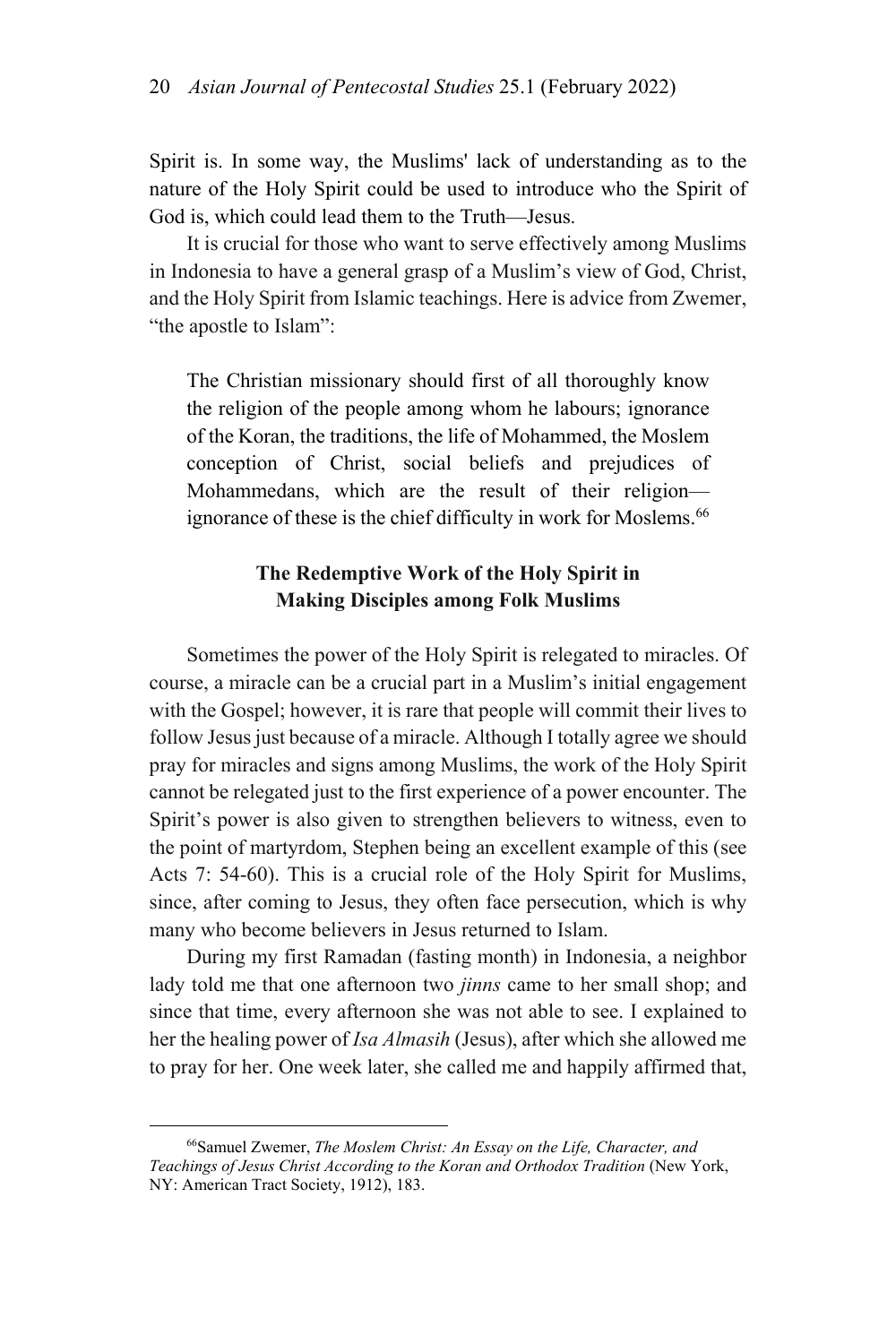Spirit is. In some way, the Muslims' lack of understanding as to the nature of the Holy Spirit could be used to introduce who the Spirit of God is, which could lead them to the Truth—Jesus.

It is crucial for those who want to serve effectively among Muslims in Indonesia to have a general grasp of a Muslim's view of God, Christ, and the Holy Spirit from Islamic teachings. Here is advice from Zwemer, "the apostle to Islam":

> The Christian missionary should first of all thoroughly know the religion of the people among whom he labours; ignorance of the Koran, the traditions, the life of Mohammed, the Moslem conception of Christ, social beliefs and prejudices of Mohammedans, which are the result of their religion—ignorance of these is the chief difficulty in work for Moslems.[66]

## The Redemptive Work of the Holy Spirit in Making Disciples among Folk Muslims

Sometimes the power of the Holy Spirit is relegated to miracles. Of course, a miracle can be a crucial part in a Muslim's initial engagement with the Gospel; however, it is rare that people will commit their lives to follow Jesus just because of a miracle. Although I totally agree we should pray for miracles and signs among Muslims, the work of the Holy Spirit cannot be relegated just to the first experience of a power encounter. The Spirit's power is also given to strengthen believers to witness, even to the point of martyrdom, Stephen being an excellent example of this (see Acts 7: 54-60). This is a crucial role of the Holy Spirit for Muslims, since, after coming to Jesus, they often face persecution, which is why many who become believers in Jesus returned to Islam.

During my first Ramadan (fasting month) in Indonesia, a neighbor lady told me that one afternoon two *jinns* came to her small shop; and since that time, every afternoon she was not able to see. I explained to her the healing power of *Isa Almasih* (Jesus), after which she allowed me to pray for her. One week later, she called me and happily affirmed that,

---

[66] Samuel Zwemer, *The Moslem Christ: An Essay on the Life, Character, and Teachings of Jesus Christ According to the Koran and Orthodox Tradition* (New York, NY: American Tract Society, 1912), 183.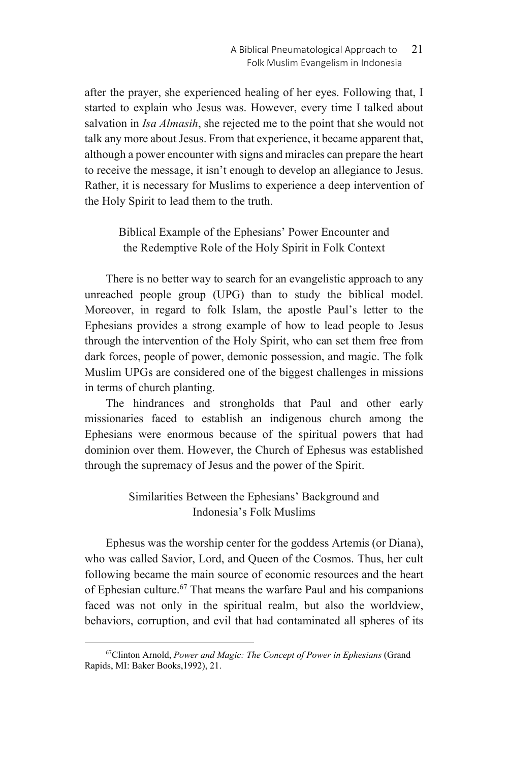after the prayer, she experienced healing of her eyes. Following that, I started to explain who Jesus was. However, every time I talked about salvation in *Isa Almasih*, she rejected me to the point that she would not talk any more about Jesus. From that experience, it became apparent that, although a power encounter with signs and miracles can prepare the heart to receive the message, it isn't enough to develop an allegiance to Jesus. Rather, it is necessary for Muslims to experience a deep intervention of the Holy Spirit to lead them to the truth.

## Biblical Example of the Ephesians' Power Encounter and the Redemptive Role of the Holy Spirit in Folk Context

There is no better way to search for an evangelistic approach to any unreached people group (UPG) than to study the biblical model. Moreover, in regard to folk Islam, the apostle Paul's letter to the Ephesians provides a strong example of how to lead people to Jesus through the intervention of the Holy Spirit, who can set them free from dark forces, people of power, demonic possession, and magic. The folk Muslim UPGs are considered one of the biggest challenges in missions in terms of church planting.

The hindrances and strongholds that Paul and other early missionaries faced to establish an indigenous church among the Ephesians were enormous because of the spiritual powers that had dominion over them. However, the Church of Ephesus was established through the supremacy of Jesus and the power of the Spirit.

### Similarities Between the Ephesians' Background and Indonesia's Folk Muslims

Ephesus was the worship center for the goddess Artemis (or Diana), who was called Savior, Lord, and Queen of the Cosmos. Thus, her cult following became the main source of economic resources and the heart of Ephesian culture.[67] That means the warfare Paul and his companions faced was not only in the spiritual realm, but also the worldview, behaviors, corruption, and evil that had contaminated all spheres of its

[67]Clinton Arnold, *Power and Magic: The Concept of Power in Ephesians* (Grand Rapids, MI: Baker Books,1992), 21.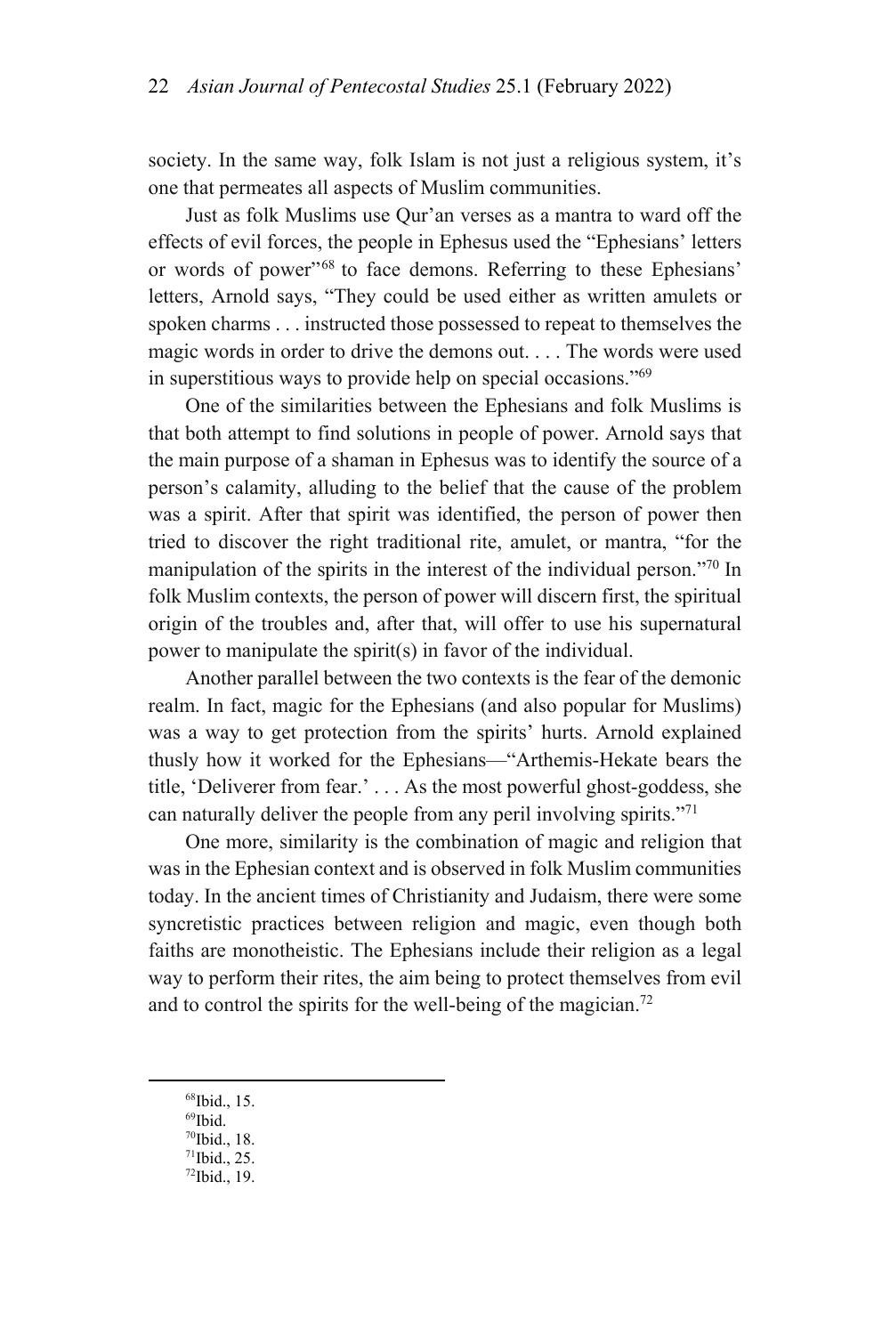society. In the same way, folk Islam is not just a religious system, it's one that permeates all aspects of Muslim communities.

Just as folk Muslims use Qur'an verses as a mantra to ward off the effects of evil forces, the people in Ephesus used the "Ephesians' letters or words of power"[68] to face demons. Referring to these Ephesians' letters, Arnold says, "They could be used either as written amulets or spoken charms . . . instructed those possessed to repeat to themselves the magic words in order to drive the demons out. . . . The words were used in superstitious ways to provide help on special occasions."[69]

One of the similarities between the Ephesians and folk Muslims is that both attempt to find solutions in people of power. Arnold says that the main purpose of a shaman in Ephesus was to identify the source of a person's calamity, alluding to the belief that the cause of the problem was a spirit. After that spirit was identified, the person of power then tried to discover the right traditional rite, amulet, or mantra, "for the manipulation of the spirits in the interest of the individual person."[70] In folk Muslim contexts, the person of power will discern first, the spiritual origin of the troubles and, after that, will offer to use his supernatural power to manipulate the spirit(s) in favor of the individual.

Another parallel between the two contexts is the fear of the demonic realm. In fact, magic for the Ephesians (and also popular for Muslims) was a way to get protection from the spirits' hurts. Arnold explained thusly how it worked for the Ephesians—"Arthemis-Hekate bears the title, 'Deliverer from fear.' . . . As the most powerful ghost-goddess, she can naturally deliver the people from any peril involving spirits."[71]

One more, similarity is the combination of magic and religion that was in the Ephesian context and is observed in folk Muslim communities today. In the ancient times of Christianity and Judaism, there were some syncretistic practices between religion and magic, even though both faiths are monotheistic. The Ephesians include their religion as a legal way to perform their rites, the aim being to protect themselves from evil and to control the spirits for the well-being of the magician.[72]

---

[68]Ibid., 15.

[69]Ibid.

[70]Ibid., 18.

[71]Ibid., 25.

[72]Ibid., 19.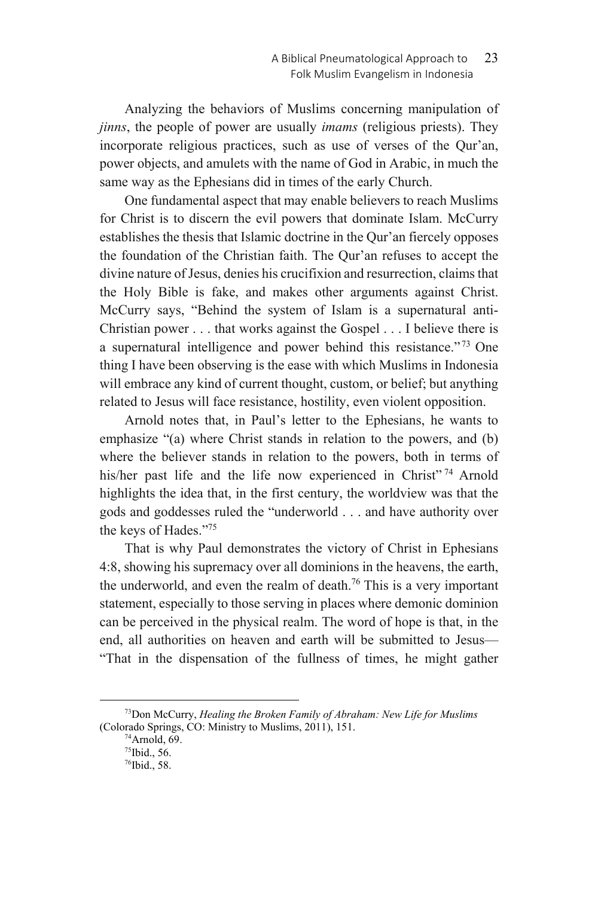Analyzing the behaviors of Muslims concerning manipulation of *jinns*, the people of power are usually *imams* (religious priests). They incorporate religious practices, such as use of verses of the Qur'an, power objects, and amulets with the name of God in Arabic, in much the same way as the Ephesians did in times of the early Church.

One fundamental aspect that may enable believers to reach Muslims for Christ is to discern the evil powers that dominate Islam. McCurry establishes the thesis that Islamic doctrine in the Qur'an fiercely opposes the foundation of the Christian faith. The Qur'an refuses to accept the divine nature of Jesus, denies his crucifixion and resurrection, claims that the Holy Bible is fake, and makes other arguments against Christ. McCurry says, "Behind the system of Islam is a supernatural anti-Christian power . . . that works against the Gospel . . . I believe there is a supernatural intelligence and power behind this resistance."[73] One thing I have been observing is the ease with which Muslims in Indonesia will embrace any kind of current thought, custom, or belief; but anything related to Jesus will face resistance, hostility, even violent opposition.

Arnold notes that, in Paul's letter to the Ephesians, he wants to emphasize "(a) where Christ stands in relation to the powers, and (b) where the believer stands in relation to the powers, both in terms of his/her past life and the life now experienced in Christ"[74] Arnold highlights the idea that, in the first century, the worldview was that the gods and goddesses ruled the "underworld . . . and have authority over the keys of Hades."[75]

That is why Paul demonstrates the victory of Christ in Ephesians 4:8, showing his supremacy over all dominions in the heavens, the earth, the underworld, and even the realm of death.[76] This is a very important statement, especially to those serving in places where demonic dominion can be perceived in the physical realm. The word of hope is that, in the end, all authorities on heaven and earth will be submitted to Jesus—"That in the dispensation of the fullness of times, he might gather

[73]Don McCurry, *Healing the Broken Family of Abraham: New Life for Muslims* (Colorado Springs, CO: Ministry to Muslims, 2011), 151.

[74]Arnold, 69.

[75]Ibid., 56.

[76]Ibid., 58.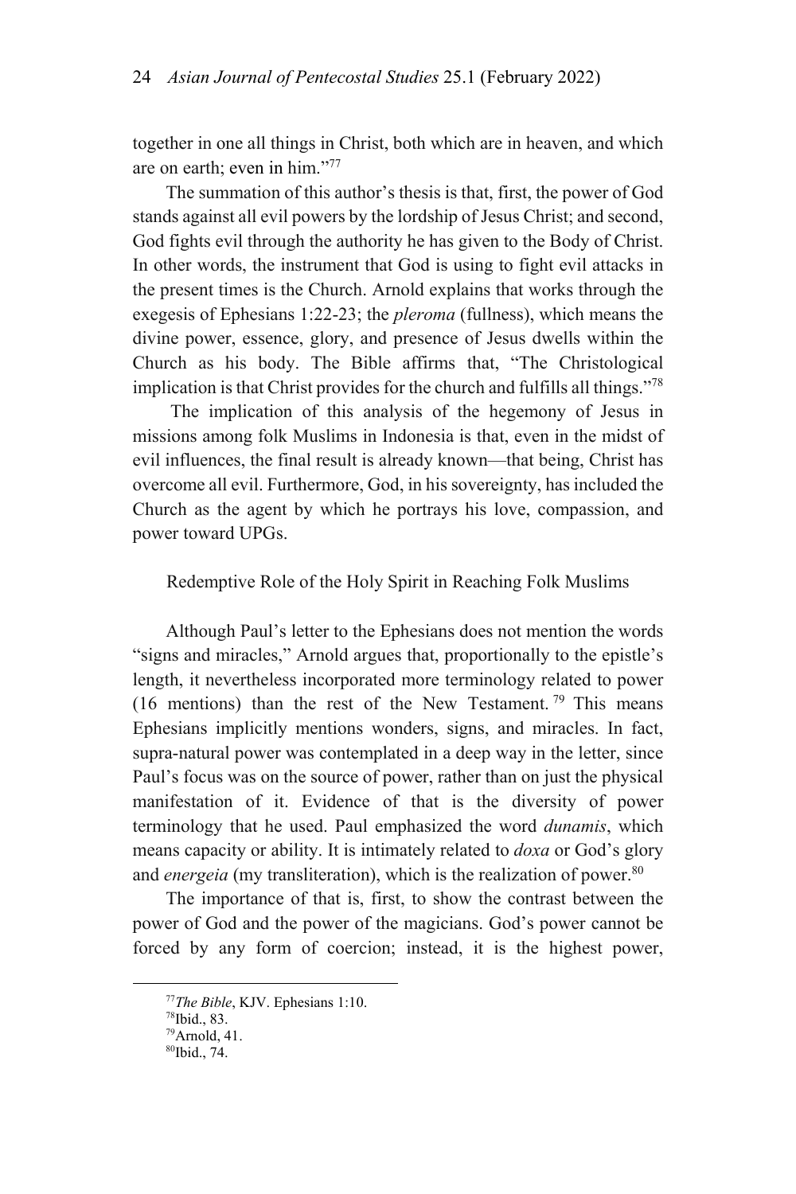together in one all things in Christ, both which are in heaven, and which are on earth; even in him."[77]

The summation of this author's thesis is that, first, the power of God stands against all evil powers by the lordship of Jesus Christ; and second, God fights evil through the authority he has given to the Body of Christ. In other words, the instrument that God is using to fight evil attacks in the present times is the Church. Arnold explains that works through the exegesis of Ephesians 1:22-23; the *pleroma* (fullness), which means the divine power, essence, glory, and presence of Jesus dwells within the Church as his body. The Bible affirms that, "The Christological implication is that Christ provides for the church and fulfills all things."[78]

The implication of this analysis of the hegemony of Jesus in missions among folk Muslims in Indonesia is that, even in the midst of evil influences, the final result is already known—that being, Christ has overcome all evil. Furthermore, God, in his sovereignty, has included the Church as the agent by which he portrays his love, compassion, and power toward UPGs.

### Redemptive Role of the Holy Spirit in Reaching Folk Muslims

Although Paul's letter to the Ephesians does not mention the words "signs and miracles," Arnold argues that, proportionally to the epistle's length, it nevertheless incorporated more terminology related to power (16 mentions) than the rest of the New Testament.[79] This means Ephesians implicitly mentions wonders, signs, and miracles. In fact, supra-natural power was contemplated in a deep way in the letter, since Paul's focus was on the source of power, rather than on just the physical manifestation of it. Evidence of that is the diversity of power terminology that he used. Paul emphasized the word *dunamis*, which means capacity or ability. It is intimately related to *doxa* or God's glory and *energeia* (my transliteration), which is the realization of power.[80]

The importance of that is, first, to show the contrast between the power of God and the power of the magicians. God's power cannot be forced by any form of coercion; instead, it is the highest power,

---

[77] *The Bible*, KJV. Ephesians 1:10.

[78] Ibid., 83.

[79] Arnold, 41.

[80] Ibid., 74.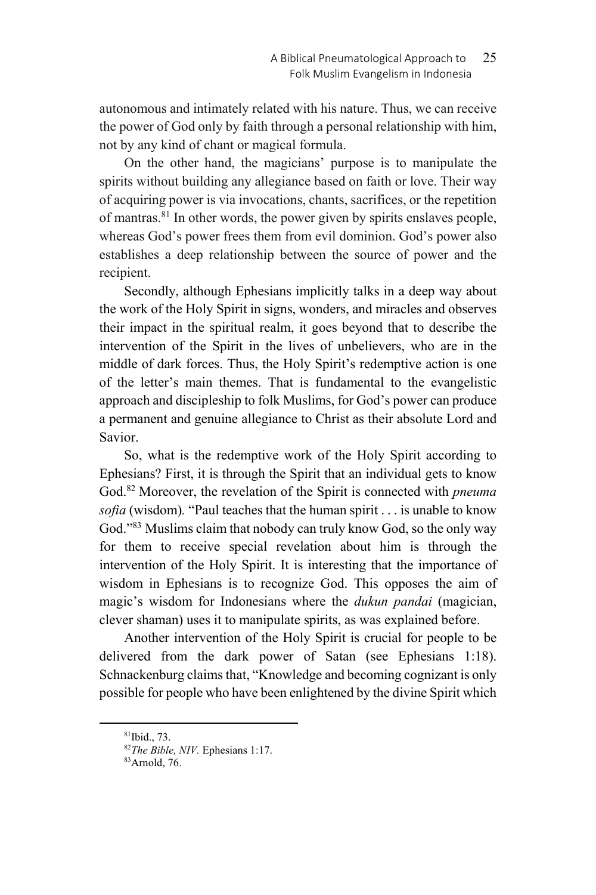autonomous and intimately related with his nature. Thus, we can receive the power of God only by faith through a personal relationship with him, not by any kind of chant or magical formula.

On the other hand, the magicians' purpose is to manipulate the spirits without building any allegiance based on faith or love. Their way of acquiring power is via invocations, chants, sacrifices, or the repetition of mantras.[81] In other words, the power given by spirits enslaves people, whereas God's power frees them from evil dominion. God's power also establishes a deep relationship between the source of power and the recipient.

Secondly, although Ephesians implicitly talks in a deep way about the work of the Holy Spirit in signs, wonders, and miracles and observes their impact in the spiritual realm, it goes beyond that to describe the intervention of the Spirit in the lives of unbelievers, who are in the middle of dark forces. Thus, the Holy Spirit's redemptive action is one of the letter's main themes. That is fundamental to the evangelistic approach and discipleship to folk Muslims, for God's power can produce a permanent and genuine allegiance to Christ as their absolute Lord and Savior.

So, what is the redemptive work of the Holy Spirit according to Ephesians? First, it is through the Spirit that an individual gets to know God.[82] Moreover, the revelation of the Spirit is connected with *pneuma sofia* (wisdom)*.* "Paul teaches that the human spirit . . . is unable to know God."[83] Muslims claim that nobody can truly know God, so the only way for them to receive special revelation about him is through the intervention of the Holy Spirit. It is interesting that the importance of wisdom in Ephesians is to recognize God. This opposes the aim of magic's wisdom for Indonesians where the *dukun pandai* (magician, clever shaman) uses it to manipulate spirits, as was explained before.

Another intervention of the Holy Spirit is crucial for people to be delivered from the dark power of Satan (see Ephesians 1:18). Schnackenburg claims that, "Knowledge and becoming cognizant is only possible for people who have been enlightened by the divine Spirit which

---

[81] Ibid., 73.

[82] *The Bible, NIV.* Ephesians 1:17.

[83] Arnold, 76.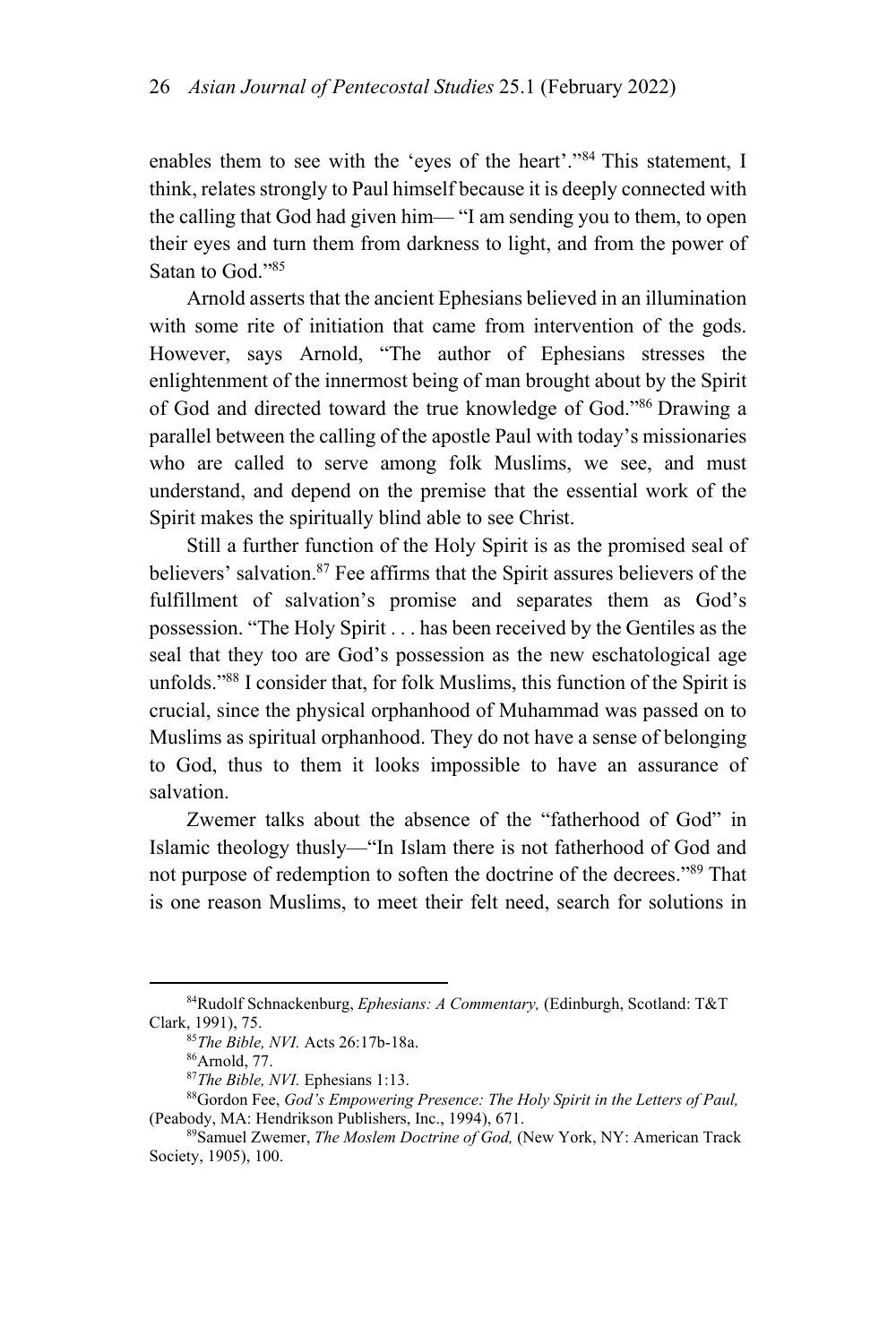enables them to see with the 'eyes of the heart'."[84] This statement, I think, relates strongly to Paul himself because it is deeply connected with the calling that God had given him— "I am sending you to them, to open their eyes and turn them from darkness to light, and from the power of Satan to God."[85]

Arnold asserts that the ancient Ephesians believed in an illumination with some rite of initiation that came from intervention of the gods. However, says Arnold, "The author of Ephesians stresses the enlightenment of the innermost being of man brought about by the Spirit of God and directed toward the true knowledge of God."[86] Drawing a parallel between the calling of the apostle Paul with today's missionaries who are called to serve among folk Muslims, we see, and must understand, and depend on the premise that the essential work of the Spirit makes the spiritually blind able to see Christ.

Still a further function of the Holy Spirit is as the promised seal of believers' salvation.[87] Fee affirms that the Spirit assures believers of the fulfillment of salvation's promise and separates them as God's possession. "The Holy Spirit . . . has been received by the Gentiles as the seal that they too are God's possession as the new eschatological age unfolds."[88] I consider that, for folk Muslims, this function of the Spirit is crucial, since the physical orphanhood of Muhammad was passed on to Muslims as spiritual orphanhood. They do not have a sense of belonging to God, thus to them it looks impossible to have an assurance of salvation.

Zwemer talks about the absence of the "fatherhood of God" in Islamic theology thusly—"In Islam there is not fatherhood of God and not purpose of redemption to soften the doctrine of the decrees."[89] That is one reason Muslims, to meet their felt need, search for solutions in

---

[84] Rudolf Schnackenburg, *Ephesians: A Commentary,* (Edinburgh, Scotland: T&T Clark, 1991), 75.

[85] *The Bible, NVI.* Acts 26:17b-18a.

[86] Arnold, 77.

[87] *The Bible, NVI.* Ephesians 1:13.

[88] Gordon Fee, *God's Empowering Presence: The Holy Spirit in the Letters of Paul,* (Peabody, MA: Hendrikson Publishers, Inc., 1994), 671.

[89] Samuel Zwemer, *The Moslem Doctrine of God,* (New York, NY: American Track Society, 1905), 100.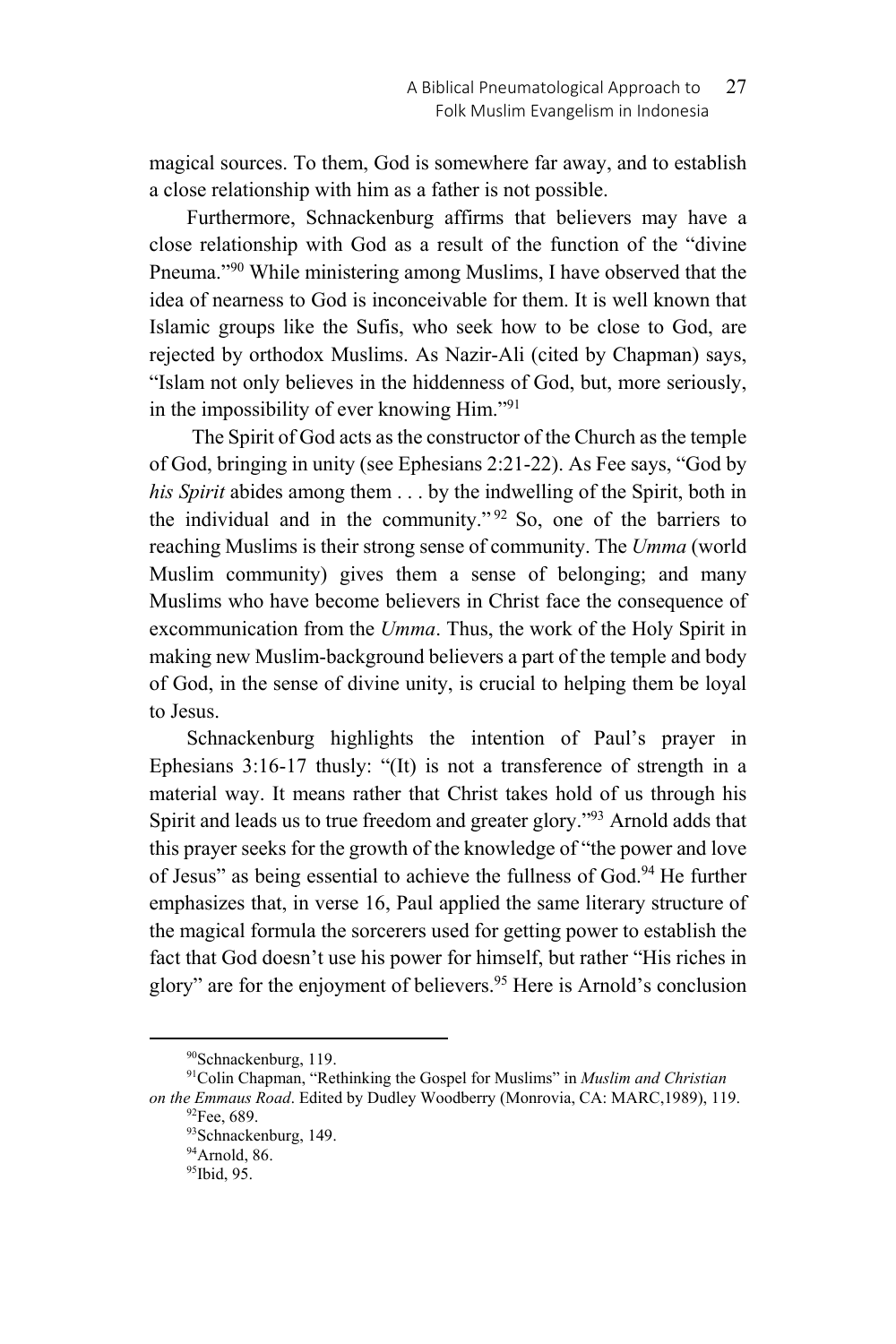magical sources. To them, God is somewhere far away, and to establish a close relationship with him as a father is not possible.

Furthermore, Schnackenburg affirms that believers may have a close relationship with God as a result of the function of the "divine Pneuma."[90] While ministering among Muslims, I have observed that the idea of nearness to God is inconceivable for them. It is well known that Islamic groups like the Sufis, who seek how to be close to God, are rejected by orthodox Muslims. As Nazir-Ali (cited by Chapman) says, "Islam not only believes in the hiddenness of God, but, more seriously, in the impossibility of ever knowing Him."[91]

The Spirit of God acts as the constructor of the Church as the temple of God, bringing in unity (see Ephesians 2:21-22). As Fee says, "God by *his Spirit* abides among them . . . by the indwelling of the Spirit, both in the individual and in the community."[92] So, one of the barriers to reaching Muslims is their strong sense of community. The *Umma* (world Muslim community) gives them a sense of belonging; and many Muslims who have become believers in Christ face the consequence of excommunication from the *Umma*. Thus, the work of the Holy Spirit in making new Muslim-background believers a part of the temple and body of God, in the sense of divine unity, is crucial to helping them be loyal to Jesus.

Schnackenburg highlights the intention of Paul's prayer in Ephesians 3:16-17 thusly: "(It) is not a transference of strength in a material way. It means rather that Christ takes hold of us through his Spirit and leads us to true freedom and greater glory."[93] Arnold adds that this prayer seeks for the growth of the knowledge of "the power and love of Jesus" as being essential to achieve the fullness of God.[94] He further emphasizes that, in verse 16, Paul applied the same literary structure of the magical formula the sorcerers used for getting power to establish the fact that God doesn't use his power for himself, but rather "His riches in glory" are for the enjoyment of believers.[95] Here is Arnold's conclusion

---

[90] Schnackenburg, 119.

[91] Colin Chapman, "Rethinking the Gospel for Muslims" in *Muslim and Christian on the Emmaus Road*. Edited by Dudley Woodberry (Monrovia, CA: MARC,1989), 119.

[92] Fee, 689.

[93] Schnackenburg, 149.

[94] Arnold, 86.

[95] Ibid, 95.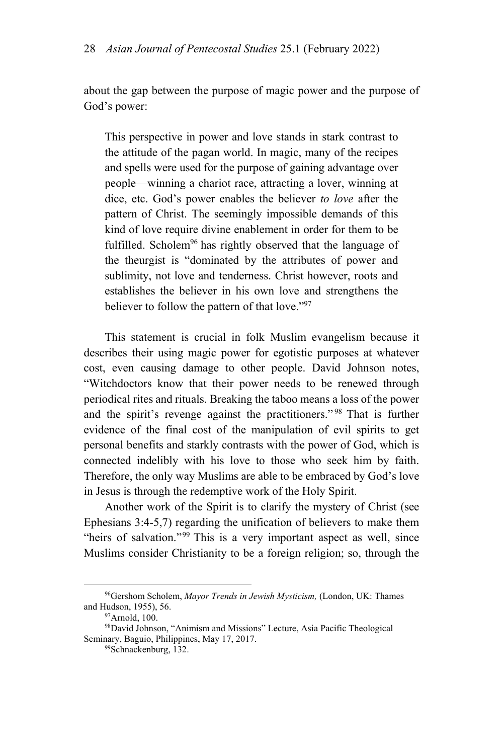about the gap between the purpose of magic power and the purpose of God's power:

> This perspective in power and love stands in stark contrast to the attitude of the pagan world. In magic, many of the recipes and spells were used for the purpose of gaining advantage over people—winning a chariot race, attracting a lover, winning at dice, etc. God's power enables the believer *to love* after the pattern of Christ. The seemingly impossible demands of this kind of love require divine enablement in order for them to be fulfilled. Scholem[96] has rightly observed that the language of the theurgist is "dominated by the attributes of power and sublimity, not love and tenderness. Christ however, roots and establishes the believer in his own love and strengthens the believer to follow the pattern of that love."[97]

This statement is crucial in folk Muslim evangelism because it describes their using magic power for egotistic purposes at whatever cost, even causing damage to other people. David Johnson notes, "Witchdoctors know that their power needs to be renewed through periodical rites and rituals. Breaking the taboo means a loss of the power and the spirit's revenge against the practitioners."[98] That is further evidence of the final cost of the manipulation of evil spirits to get personal benefits and starkly contrasts with the power of God, which is connected indelibly with his love to those who seek him by faith. Therefore, the only way Muslims are able to be embraced by God's love in Jesus is through the redemptive work of the Holy Spirit.

Another work of the Spirit is to clarify the mystery of Christ (see Ephesians 3:4-5,7) regarding the unification of believers to make them "heirs of salvation."[99] This is a very important aspect as well, since Muslims consider Christianity to be a foreign religion; so, through the

---

[96]Gershom Scholem, *Mayor Trends in Jewish Mysticism,* (London, UK: Thames and Hudson, 1955), 56.

[97]Arnold, 100.

[98]David Johnson, "Animism and Missions" Lecture, Asia Pacific Theological Seminary, Baguio, Philippines, May 17, 2017.

[99]Schnackenburg, 132.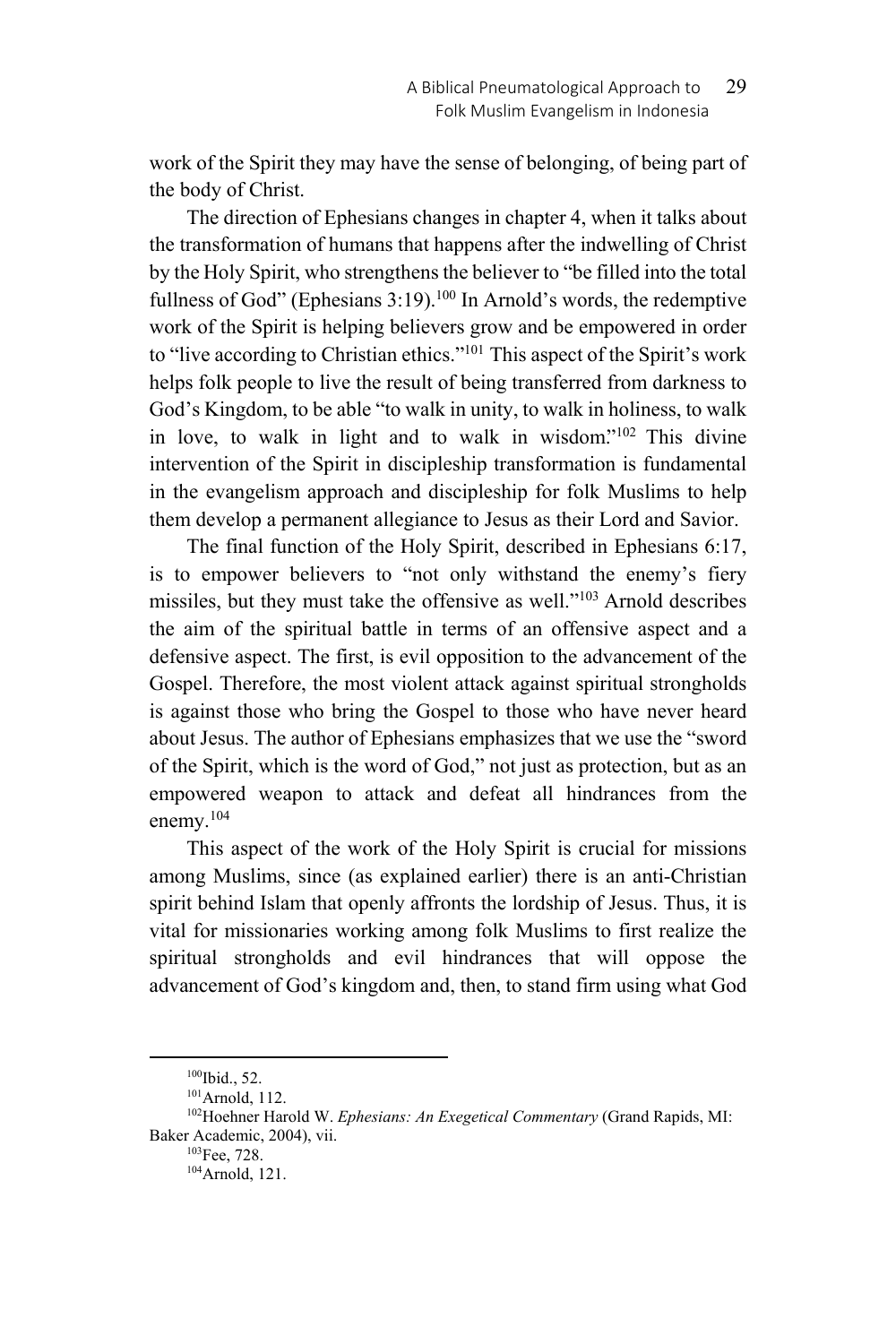work of the Spirit they may have the sense of belonging, of being part of the body of Christ.

The direction of Ephesians changes in chapter 4, when it talks about the transformation of humans that happens after the indwelling of Christ by the Holy Spirit, who strengthens the believer to "be filled into the total fullness of God" (Ephesians 3:19).[100] In Arnold's words, the redemptive work of the Spirit is helping believers grow and be empowered in order to "live according to Christian ethics."[101] This aspect of the Spirit's work helps folk people to live the result of being transferred from darkness to God's Kingdom, to be able "to walk in unity, to walk in holiness, to walk in love, to walk in light and to walk in wisdom."[102] This divine intervention of the Spirit in discipleship transformation is fundamental in the evangelism approach and discipleship for folk Muslims to help them develop a permanent allegiance to Jesus as their Lord and Savior.

The final function of the Holy Spirit, described in Ephesians 6:17, is to empower believers to "not only withstand the enemy's fiery missiles, but they must take the offensive as well."[103] Arnold describes the aim of the spiritual battle in terms of an offensive aspect and a defensive aspect. The first, is evil opposition to the advancement of the Gospel. Therefore, the most violent attack against spiritual strongholds is against those who bring the Gospel to those who have never heard about Jesus. The author of Ephesians emphasizes that we use the "sword of the Spirit, which is the word of God," not just as protection, but as an empowered weapon to attack and defeat all hindrances from the enemy.[104]

This aspect of the work of the Holy Spirit is crucial for missions among Muslims, since (as explained earlier) there is an anti-Christian spirit behind Islam that openly affronts the lordship of Jesus. Thus, it is vital for missionaries working among folk Muslims to first realize the spiritual strongholds and evil hindrances that will oppose the advancement of God's kingdom and, then, to stand firm using what God

---

[100] Ibid., 52.

[101] Arnold, 112.

[102] Hoehner Harold W. *Ephesians: An Exegetical Commentary* (Grand Rapids, MI: Baker Academic, 2004), vii.

[103] Fee, 728.

[104] Arnold, 121.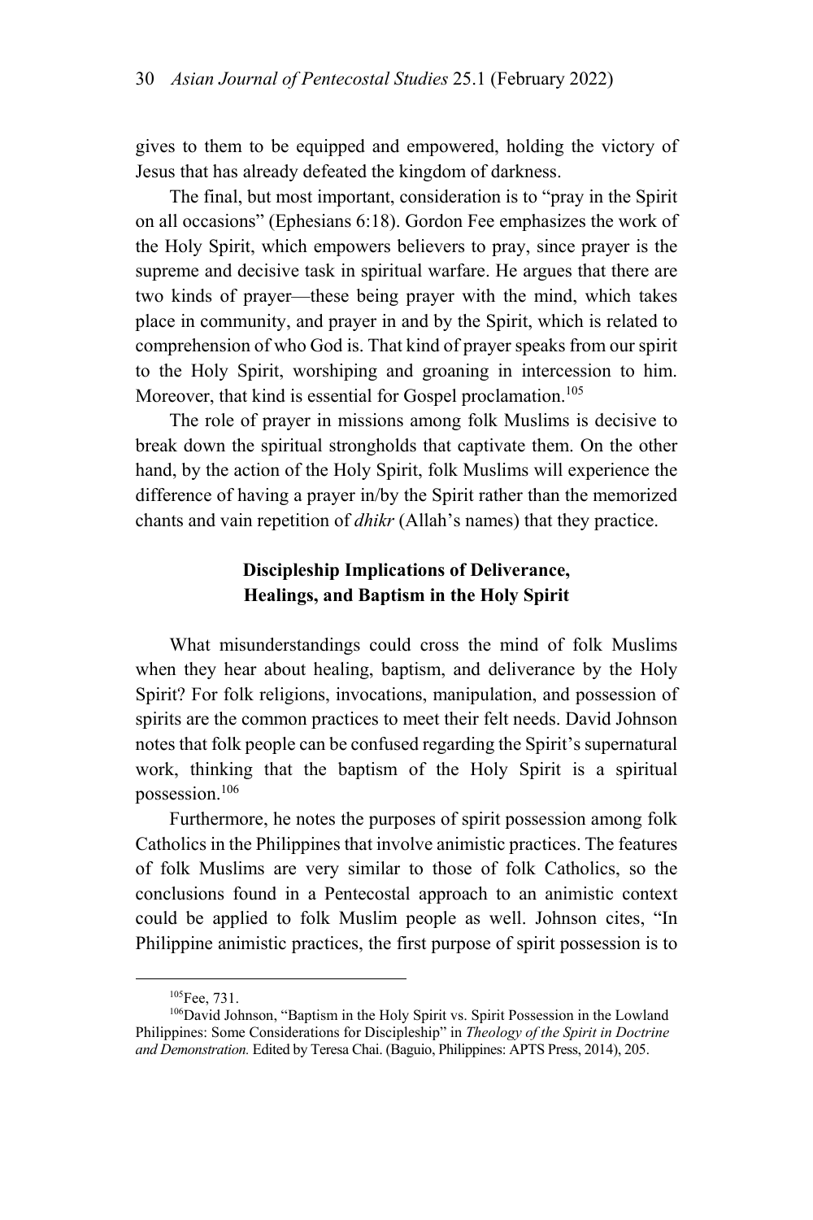gives to them to be equipped and empowered, holding the victory of Jesus that has already defeated the kingdom of darkness.

The final, but most important, consideration is to "pray in the Spirit on all occasions" (Ephesians 6:18). Gordon Fee emphasizes the work of the Holy Spirit, which empowers believers to pray, since prayer is the supreme and decisive task in spiritual warfare. He argues that there are two kinds of prayer—these being prayer with the mind, which takes place in community, and prayer in and by the Spirit, which is related to comprehension of who God is. That kind of prayer speaks from our spirit to the Holy Spirit, worshiping and groaning in intercession to him. Moreover, that kind is essential for Gospel proclamation.[105]

The role of prayer in missions among folk Muslims is decisive to break down the spiritual strongholds that captivate them. On the other hand, by the action of the Holy Spirit, folk Muslims will experience the difference of having a prayer in/by the Spirit rather than the memorized chants and vain repetition of *dhikr* (Allah's names) that they practice.

## Discipleship Implications of Deliverance, Healings, and Baptism in the Holy Spirit

What misunderstandings could cross the mind of folk Muslims when they hear about healing, baptism, and deliverance by the Holy Spirit? For folk religions, invocations, manipulation, and possession of spirits are the common practices to meet their felt needs. David Johnson notes that folk people can be confused regarding the Spirit's supernatural work, thinking that the baptism of the Holy Spirit is a spiritual possession.[106]

Furthermore, he notes the purposes of spirit possession among folk Catholics in the Philippines that involve animistic practices. The features of folk Muslims are very similar to those of folk Catholics, so the conclusions found in a Pentecostal approach to an animistic context could be applied to folk Muslim people as well. Johnson cites, "In Philippine animistic practices, the first purpose of spirit possession is to

---

[105] Fee, 731.

[106] David Johnson, "Baptism in the Holy Spirit vs. Spirit Possession in the Lowland Philippines: Some Considerations for Discipleship" in *Theology of the Spirit in Doctrine and Demonstration.* Edited by Teresa Chai. (Baguio, Philippines: APTS Press, 2014), 205.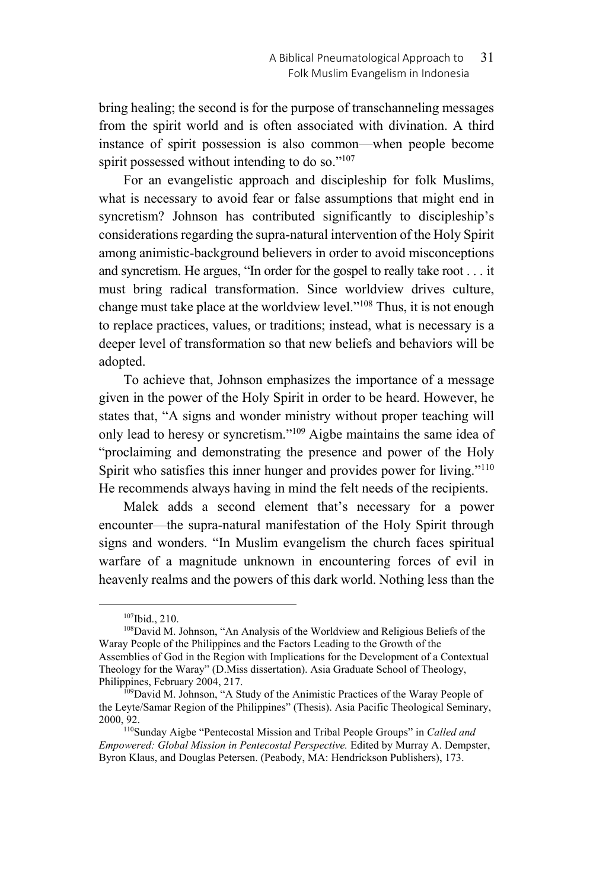bring healing; the second is for the purpose of transchanneling messages from the spirit world and is often associated with divination. A third instance of spirit possession is also common—when people become spirit possessed without intending to do so."[107]

For an evangelistic approach and discipleship for folk Muslims, what is necessary to avoid fear or false assumptions that might end in syncretism? Johnson has contributed significantly to discipleship's considerations regarding the supra-natural intervention of the Holy Spirit among animistic-background believers in order to avoid misconceptions and syncretism. He argues, "In order for the gospel to really take root . . . it must bring radical transformation. Since worldview drives culture, change must take place at the worldview level."[108] Thus, it is not enough to replace practices, values, or traditions; instead, what is necessary is a deeper level of transformation so that new beliefs and behaviors will be adopted.

To achieve that, Johnson emphasizes the importance of a message given in the power of the Holy Spirit in order to be heard. However, he states that, "A signs and wonder ministry without proper teaching will only lead to heresy or syncretism."[109] Aigbe maintains the same idea of "proclaiming and demonstrating the presence and power of the Holy Spirit who satisfies this inner hunger and provides power for living."[110] He recommends always having in mind the felt needs of the recipients.

Malek adds a second element that's necessary for a power encounter—the supra-natural manifestation of the Holy Spirit through signs and wonders. "In Muslim evangelism the church faces spiritual warfare of a magnitude unknown in encountering forces of evil in heavenly realms and the powers of this dark world. Nothing less than the

---

[107]Ibid., 210.

[108]David M. Johnson, "An Analysis of the Worldview and Religious Beliefs of the Waray People of the Philippines and the Factors Leading to the Growth of the Assemblies of God in the Region with Implications for the Development of a Contextual Theology for the Waray" (D.Miss dissertation). Asia Graduate School of Theology, Philippines, February 2004, 217.

[109]David M. Johnson, "A Study of the Animistic Practices of the Waray People of the Leyte/Samar Region of the Philippines" (Thesis). Asia Pacific Theological Seminary, 2000, 92.

[110]Sunday Aigbe "Pentecostal Mission and Tribal People Groups" in *Called and Empowered: Global Mission in Pentecostal Perspective.* Edited by Murray A. Dempster, Byron Klaus, and Douglas Petersen. (Peabody, MA: Hendrickson Publishers), 173.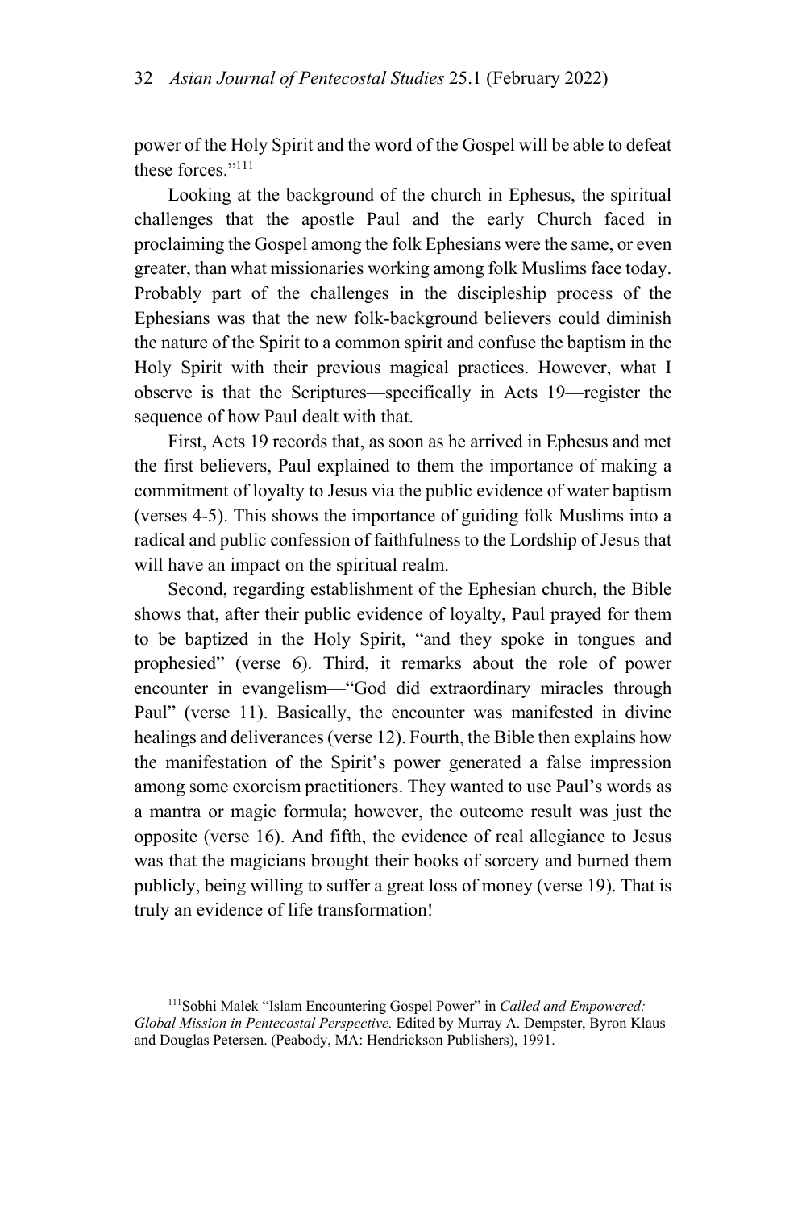power of the Holy Spirit and the word of the Gospel will be able to defeat these forces."[111]

Looking at the background of the church in Ephesus, the spiritual challenges that the apostle Paul and the early Church faced in proclaiming the Gospel among the folk Ephesians were the same, or even greater, than what missionaries working among folk Muslims face today. Probably part of the challenges in the discipleship process of the Ephesians was that the new folk-background believers could diminish the nature of the Spirit to a common spirit and confuse the baptism in the Holy Spirit with their previous magical practices. However, what I observe is that the Scriptures—specifically in Acts 19—register the sequence of how Paul dealt with that.

First, Acts 19 records that, as soon as he arrived in Ephesus and met the first believers, Paul explained to them the importance of making a commitment of loyalty to Jesus via the public evidence of water baptism (verses 4-5). This shows the importance of guiding folk Muslims into a radical and public confession of faithfulness to the Lordship of Jesus that will have an impact on the spiritual realm.

Second, regarding establishment of the Ephesian church, the Bible shows that, after their public evidence of loyalty, Paul prayed for them to be baptized in the Holy Spirit, "and they spoke in tongues and prophesied" (verse 6). Third, it remarks about the role of power encounter in evangelism—"God did extraordinary miracles through Paul" (verse 11). Basically, the encounter was manifested in divine healings and deliverances (verse 12). Fourth, the Bible then explains how the manifestation of the Spirit's power generated a false impression among some exorcism practitioners. They wanted to use Paul's words as a mantra or magic formula; however, the outcome result was just the opposite (verse 16). And fifth, the evidence of real allegiance to Jesus was that the magicians brought their books of sorcery and burned them publicly, being willing to suffer a great loss of money (verse 19). That is truly an evidence of life transformation!

---

[111]Sobhi Malek "Islam Encountering Gospel Power" in *Called and Empowered: Global Mission in Pentecostal Perspective.* Edited by Murray A. Dempster, Byron Klaus and Douglas Petersen. (Peabody, MA: Hendrickson Publishers), 1991.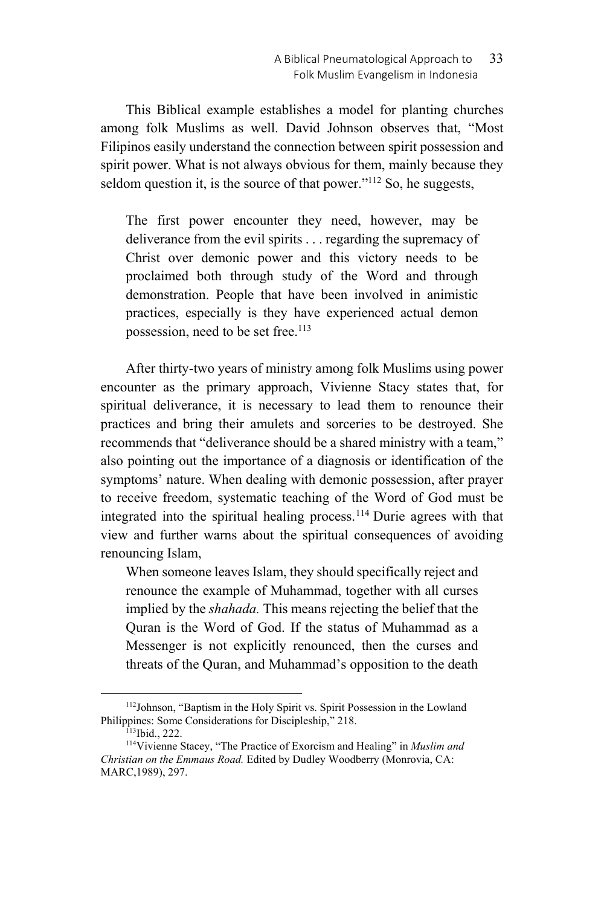This Biblical example establishes a model for planting churches among folk Muslims as well. David Johnson observes that, "Most Filipinos easily understand the connection between spirit possession and spirit power. What is not always obvious for them, mainly because they seldom question it, is the source of that power."[112] So, he suggests,

> The first power encounter they need, however, may be deliverance from the evil spirits . . . regarding the supremacy of Christ over demonic power and this victory needs to be proclaimed both through study of the Word and through demonstration. People that have been involved in animistic practices, especially is they have experienced actual demon possession, need to be set free.[113]

After thirty-two years of ministry among folk Muslims using power encounter as the primary approach, Vivienne Stacy states that, for spiritual deliverance, it is necessary to lead them to renounce their practices and bring their amulets and sorceries to be destroyed. She recommends that "deliverance should be a shared ministry with a team," also pointing out the importance of a diagnosis or identification of the symptoms' nature. When dealing with demonic possession, after prayer to receive freedom, systematic teaching of the Word of God must be integrated into the spiritual healing process.[114] Durie agrees with that view and further warns about the spiritual consequences of avoiding renouncing Islam,

> When someone leaves Islam, they should specifically reject and renounce the example of Muhammad, together with all curses implied by the *shahada.* This means rejecting the belief that the Quran is the Word of God. If the status of Muhammad as a Messenger is not explicitly renounced, then the curses and threats of the Quran, and Muhammad's opposition to the death

---

[112] Johnson, "Baptism in the Holy Spirit vs. Spirit Possession in the Lowland Philippines: Some Considerations for Discipleship," 218.

[113] Ibid., 222.

[114] Vivienne Stacey, "The Practice of Exorcism and Healing" in *Muslim and Christian on the Emmaus Road.* Edited by Dudley Woodberry (Monrovia, CA: MARC,1989), 297.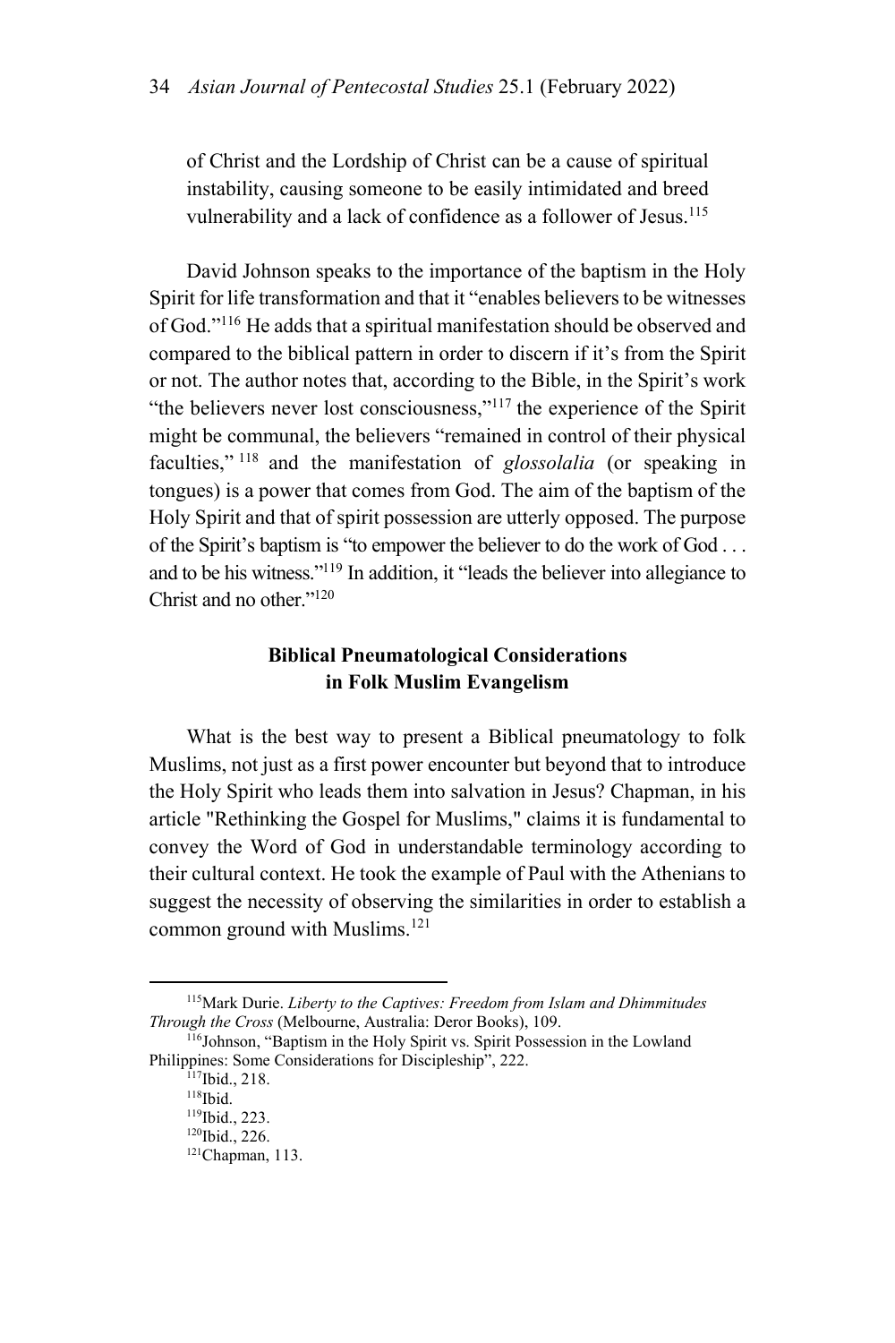of Christ and the Lordship of Christ can be a cause of spiritual instability, causing someone to be easily intimidated and breed vulnerability and a lack of confidence as a follower of Jesus.[115]

David Johnson speaks to the importance of the baptism in the Holy Spirit for life transformation and that it "enables believers to be witnesses of God."[116] He adds that a spiritual manifestation should be observed and compared to the biblical pattern in order to discern if it's from the Spirit or not. The author notes that, according to the Bible, in the Spirit's work "the believers never lost consciousness,"[117] the experience of the Spirit might be communal, the believers "remained in control of their physical faculties,"[118] and the manifestation of *glossolalia* (or speaking in tongues) is a power that comes from God. The aim of the baptism of the Holy Spirit and that of spirit possession are utterly opposed. The purpose of the Spirit's baptism is "to empower the believer to do the work of God . . . and to be his witness."[119] In addition, it "leads the believer into allegiance to Christ and no other."[120]

## Biblical Pneumatological Considerations in Folk Muslim Evangelism

What is the best way to present a Biblical pneumatology to folk Muslims, not just as a first power encounter but beyond that to introduce the Holy Spirit who leads them into salvation in Jesus? Chapman, in his article "Rethinking the Gospel for Muslims," claims it is fundamental to convey the Word of God in understandable terminology according to their cultural context. He took the example of Paul with the Athenians to suggest the necessity of observing the similarities in order to establish a common ground with Muslims.[121]

---

[115] Mark Durie. *Liberty to the Captives: Freedom from Islam and Dhimmitudes Through the Cross* (Melbourne, Australia: Deror Books), 109.

[116] Johnson, "Baptism in the Holy Spirit vs. Spirit Possession in the Lowland Philippines: Some Considerations for Discipleship", 222.

[117] Ibid., 218.

[118] Ibid.

[119] Ibid., 223.

[120] Ibid., 226.

[121] Chapman, 113.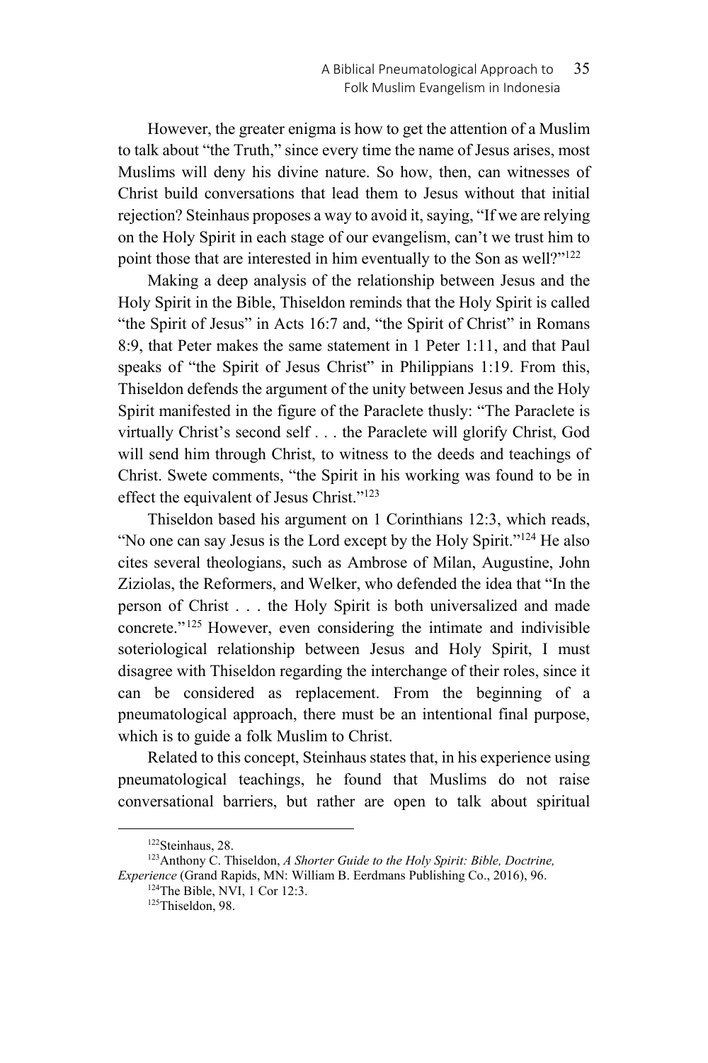However, the greater enigma is how to get the attention of a Muslim to talk about "the Truth," since every time the name of Jesus arises, most Muslims will deny his divine nature. So how, then, can witnesses of Christ build conversations that lead them to Jesus without that initial rejection? Steinhaus proposes a way to avoid it, saying, "If we are relying on the Holy Spirit in each stage of our evangelism, can't we trust him to point those that are interested in him eventually to the Son as well?"[122]

Making a deep analysis of the relationship between Jesus and the Holy Spirit in the Bible, Thiseldon reminds that the Holy Spirit is called "the Spirit of Jesus" in Acts 16:7 and, "the Spirit of Christ" in Romans 8:9, that Peter makes the same statement in 1 Peter 1:11, and that Paul speaks of "the Spirit of Jesus Christ" in Philippians 1:19. From this, Thiseldon defends the argument of the unity between Jesus and the Holy Spirit manifested in the figure of the Paraclete thusly: "The Paraclete is virtually Christ's second self . . . the Paraclete will glorify Christ, God will send him through Christ, to witness to the deeds and teachings of Christ. Swete comments, "the Spirit in his working was found to be in effect the equivalent of Jesus Christ."[123]

Thiseldon based his argument on 1 Corinthians 12:3, which reads, "No one can say Jesus is the Lord except by the Holy Spirit."[124] He also cites several theologians, such as Ambrose of Milan, Augustine, John Ziziolas, the Reformers, and Welker, who defended the idea that "In the person of Christ . . . the Holy Spirit is both universalized and made concrete."[125] However, even considering the intimate and indivisible soteriological relationship between Jesus and Holy Spirit, I must disagree with Thiseldon regarding the interchange of their roles, since it can be considered as replacement. From the beginning of a pneumatological approach, there must be an intentional final purpose, which is to guide a folk Muslim to Christ.

Related to this concept, Steinhaus states that, in his experience using pneumatological teachings, he found that Muslims do not raise conversational barriers, but rather are open to talk about spiritual

---

[122]Steinhaus, 28.

[123]Anthony C. Thiseldon, *A Shorter Guide to the Holy Spirit: Bible, Doctrine, Experience* (Grand Rapids, MN: William B. Eerdmans Publishing Co., 2016), 96.

[124]The Bible, NVI, 1 Cor 12:3.

[125]Thiseldon, 98.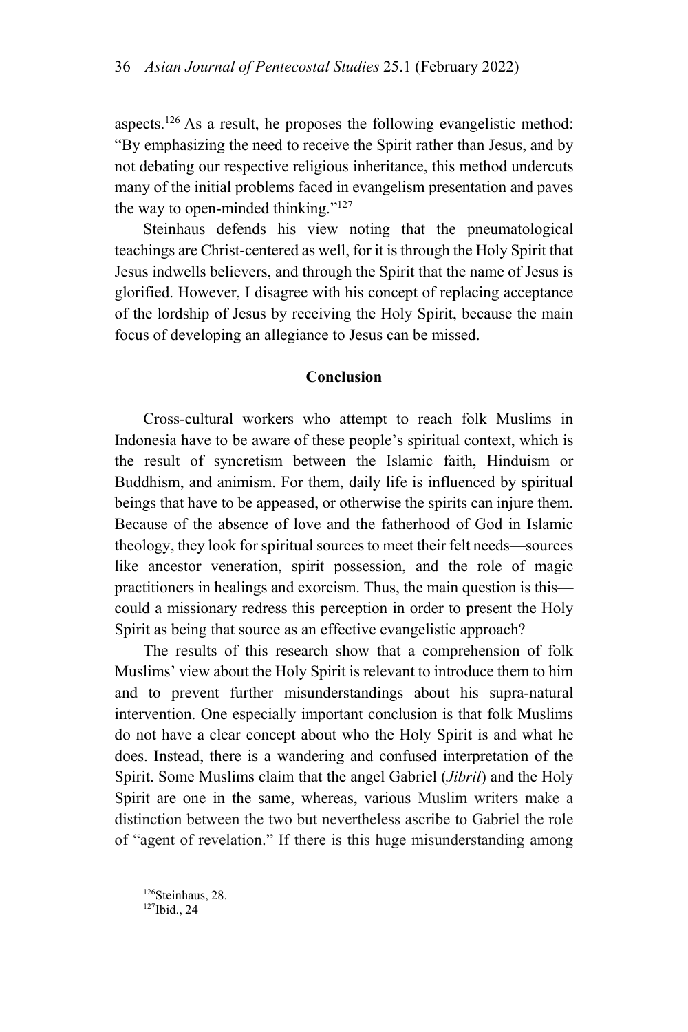aspects.[126] As a result, he proposes the following evangelistic method: "By emphasizing the need to receive the Spirit rather than Jesus, and by not debating our respective religious inheritance, this method undercuts many of the initial problems faced in evangelism presentation and paves the way to open-minded thinking."[127]

Steinhaus defends his view noting that the pneumatological teachings are Christ-centered as well, for it is through the Holy Spirit that Jesus indwells believers, and through the Spirit that the name of Jesus is glorified. However, I disagree with his concept of replacing acceptance of the lordship of Jesus by receiving the Holy Spirit, because the main focus of developing an allegiance to Jesus can be missed.

## Conclusion

Cross-cultural workers who attempt to reach folk Muslims in Indonesia have to be aware of these people's spiritual context, which is the result of syncretism between the Islamic faith, Hinduism or Buddhism, and animism. For them, daily life is influenced by spiritual beings that have to be appeased, or otherwise the spirits can injure them. Because of the absence of love and the fatherhood of God in Islamic theology, they look for spiritual sources to meet their felt needs—sources like ancestor veneration, spirit possession, and the role of magic practitioners in healings and exorcism. Thus, the main question is this—could a missionary redress this perception in order to present the Holy Spirit as being that source as an effective evangelistic approach?

The results of this research show that a comprehension of folk Muslims' view about the Holy Spirit is relevant to introduce them to him and to prevent further misunderstandings about his supra-natural intervention. One especially important conclusion is that folk Muslims do not have a clear concept about who the Holy Spirit is and what he does. Instead, there is a wandering and confused interpretation of the Spirit. Some Muslims claim that the angel Gabriel (*Jibril*) and the Holy Spirit are one in the same, whereas, various Muslim writers make a distinction between the two but nevertheless ascribe to Gabriel the role of "agent of revelation." If there is this huge misunderstanding among

---

[126] Steinhaus, 28.

[127] Ibid., 24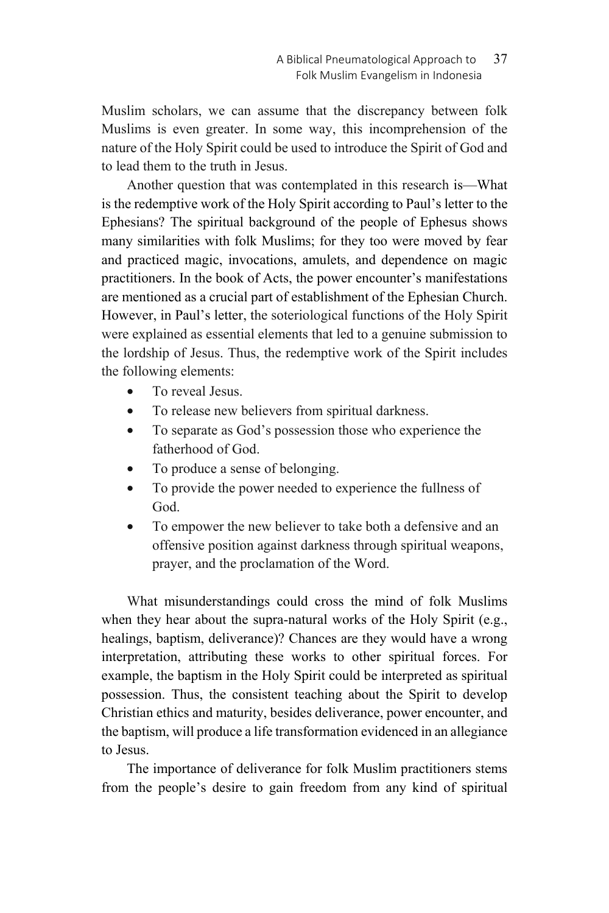Muslim scholars, we can assume that the discrepancy between folk Muslims is even greater. In some way, this incomprehension of the nature of the Holy Spirit could be used to introduce the Spirit of God and to lead them to the truth in Jesus.

Another question that was contemplated in this research is—What is the redemptive work of the Holy Spirit according to Paul's letter to the Ephesians? The spiritual background of the people of Ephesus shows many similarities with folk Muslims; for they too were moved by fear and practiced magic, invocations, amulets, and dependence on magic practitioners. In the book of Acts, the power encounter's manifestations are mentioned as a crucial part of establishment of the Ephesian Church. However, in Paul's letter, the soteriological functions of the Holy Spirit were explained as essential elements that led to a genuine submission to the lordship of Jesus. Thus, the redemptive work of the Spirit includes the following elements:

- To reveal Jesus.
- To release new believers from spiritual darkness.
- To separate as God's possession those who experience the fatherhood of God.
- To produce a sense of belonging.
- To provide the power needed to experience the fullness of God.
- To empower the new believer to take both a defensive and an offensive position against darkness through spiritual weapons, prayer, and the proclamation of the Word.

What misunderstandings could cross the mind of folk Muslims when they hear about the supra-natural works of the Holy Spirit (e.g., healings, baptism, deliverance)? Chances are they would have a wrong interpretation, attributing these works to other spiritual forces. For example, the baptism in the Holy Spirit could be interpreted as spiritual possession. Thus, the consistent teaching about the Spirit to develop Christian ethics and maturity, besides deliverance, power encounter, and the baptism, will produce a life transformation evidenced in an allegiance to Jesus.

The importance of deliverance for folk Muslim practitioners stems from the people's desire to gain freedom from any kind of spiritual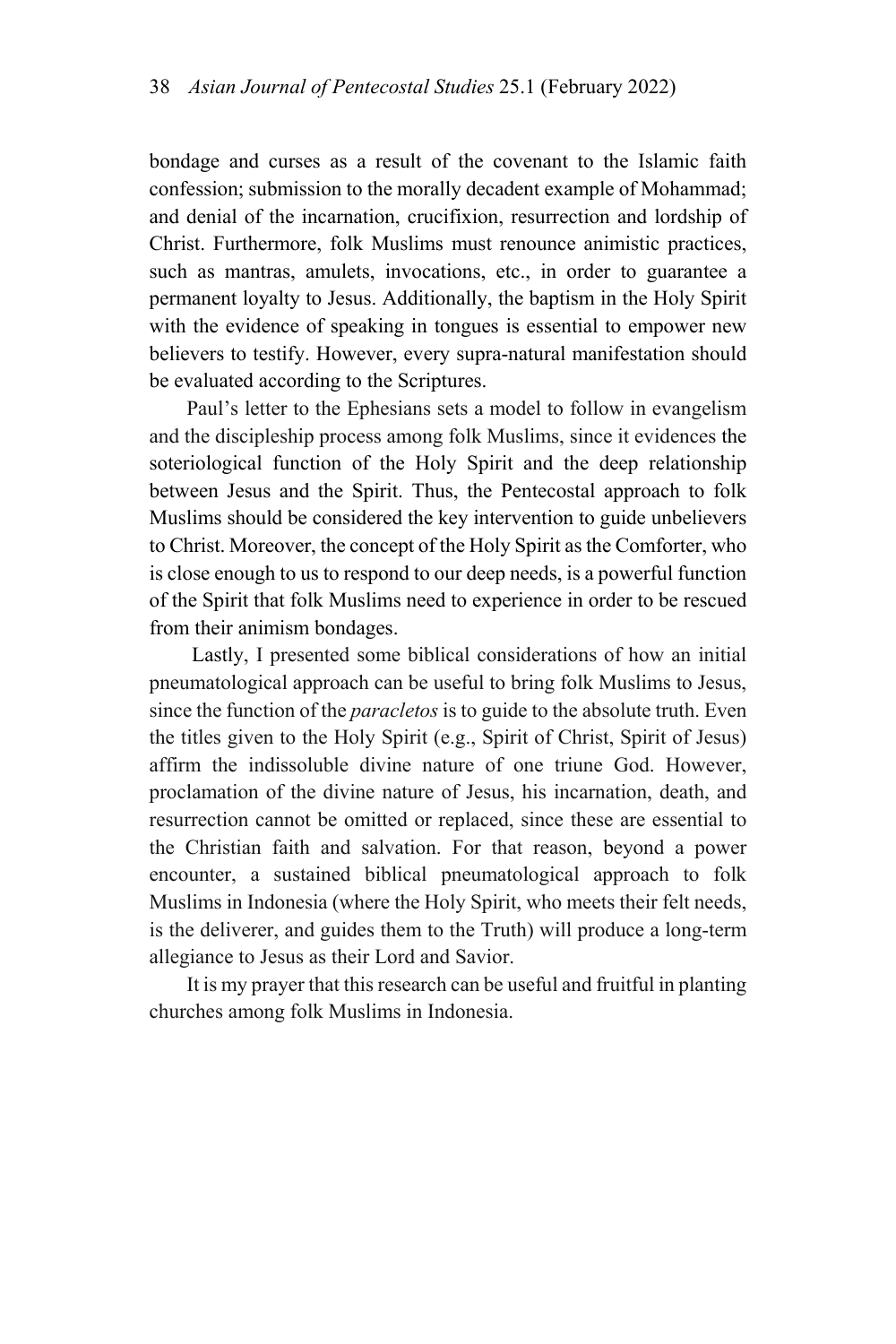bondage and curses as a result of the covenant to the Islamic faith confession; submission to the morally decadent example of Mohammad; and denial of the incarnation, crucifixion, resurrection and lordship of Christ. Furthermore, folk Muslims must renounce animistic practices, such as mantras, amulets, invocations, etc., in order to guarantee a permanent loyalty to Jesus. Additionally, the baptism in the Holy Spirit with the evidence of speaking in tongues is essential to empower new believers to testify. However, every supra-natural manifestation should be evaluated according to the Scriptures.

Paul's letter to the Ephesians sets a model to follow in evangelism and the discipleship process among folk Muslims, since it evidences the soteriological function of the Holy Spirit and the deep relationship between Jesus and the Spirit. Thus, the Pentecostal approach to folk Muslims should be considered the key intervention to guide unbelievers to Christ. Moreover, the concept of the Holy Spirit as the Comforter, who is close enough to us to respond to our deep needs, is a powerful function of the Spirit that folk Muslims need to experience in order to be rescued from their animism bondages.

Lastly, I presented some biblical considerations of how an initial pneumatological approach can be useful to bring folk Muslims to Jesus, since the function of the *paracletos* is to guide to the absolute truth. Even the titles given to the Holy Spirit (e.g., Spirit of Christ, Spirit of Jesus) affirm the indissoluble divine nature of one triune God. However, proclamation of the divine nature of Jesus, his incarnation, death, and resurrection cannot be omitted or replaced, since these are essential to the Christian faith and salvation. For that reason, beyond a power encounter, a sustained biblical pneumatological approach to folk Muslims in Indonesia (where the Holy Spirit, who meets their felt needs, is the deliverer, and guides them to the Truth) will produce a long-term allegiance to Jesus as their Lord and Savior.

It is my prayer that this research can be useful and fruitful in planting churches among folk Muslims in Indonesia.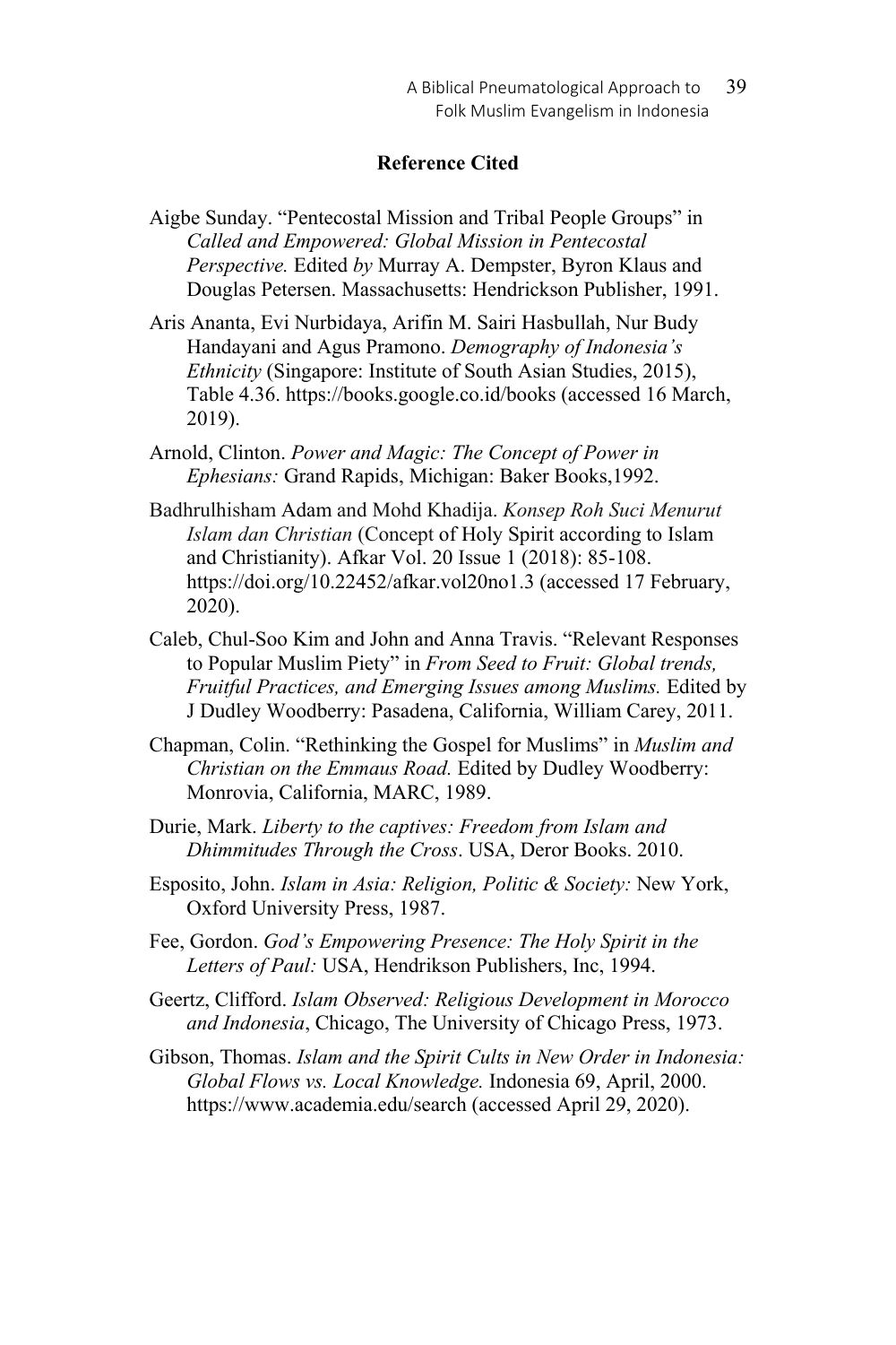## Reference Cited

Aigbe Sunday. "Pentecostal Mission and Tribal People Groups" in *Called and Empowered: Global Mission in Pentecostal Perspective.* Edited *by* Murray A. Dempster, Byron Klaus and Douglas Petersen. Massachusetts: Hendrickson Publisher, 1991.

Aris Ananta, Evi Nurbidaya, Arifin M. Sairi Hasbullah, Nur Budy Handayani and Agus Pramono. *Demography of Indonesia's Ethnicity* (Singapore: Institute of South Asian Studies, 2015), Table 4.36. https://books.google.co.id/books (accessed 16 March, 2019).

Arnold, Clinton. *Power and Magic: The Concept of Power in Ephesians:* Grand Rapids, Michigan: Baker Books,1992.

Badhrulhisham Adam and Mohd Khadija. *Konsep Roh Suci Menurut Islam dan Christian* (Concept of Holy Spirit according to Islam and Christianity). Afkar Vol. 20 Issue 1 (2018): 85-108. https://doi.org/10.22452/afkar.vol20no1.3 (accessed 17 February, 2020).

Caleb, Chul-Soo Kim and John and Anna Travis. "Relevant Responses to Popular Muslim Piety" in *From Seed to Fruit: Global trends, Fruitful Practices, and Emerging Issues among Muslims.* Edited by J Dudley Woodberry: Pasadena, California, William Carey, 2011.

Chapman, Colin. "Rethinking the Gospel for Muslims" in *Muslim and Christian on the Emmaus Road.* Edited by Dudley Woodberry: Monrovia, California, MARC, 1989.

Durie, Mark. *Liberty to the captives: Freedom from Islam and Dhimmitudes Through the Cross*. USA, Deror Books. 2010.

Esposito, John. *Islam in Asia: Religion, Politic & Society:* New York, Oxford University Press, 1987.

Fee, Gordon. *God's Empowering Presence: The Holy Spirit in the Letters of Paul:* USA, Hendrikson Publishers, Inc, 1994.

Geertz, Clifford. *Islam Observed: Religious Development in Morocco and Indonesia*, Chicago, The University of Chicago Press, 1973.

Gibson, Thomas. *Islam and the Spirit Cults in New Order in Indonesia: Global Flows vs. Local Knowledge.* Indonesia 69, April, 2000. https://www.academia.edu/search (accessed April 29, 2020).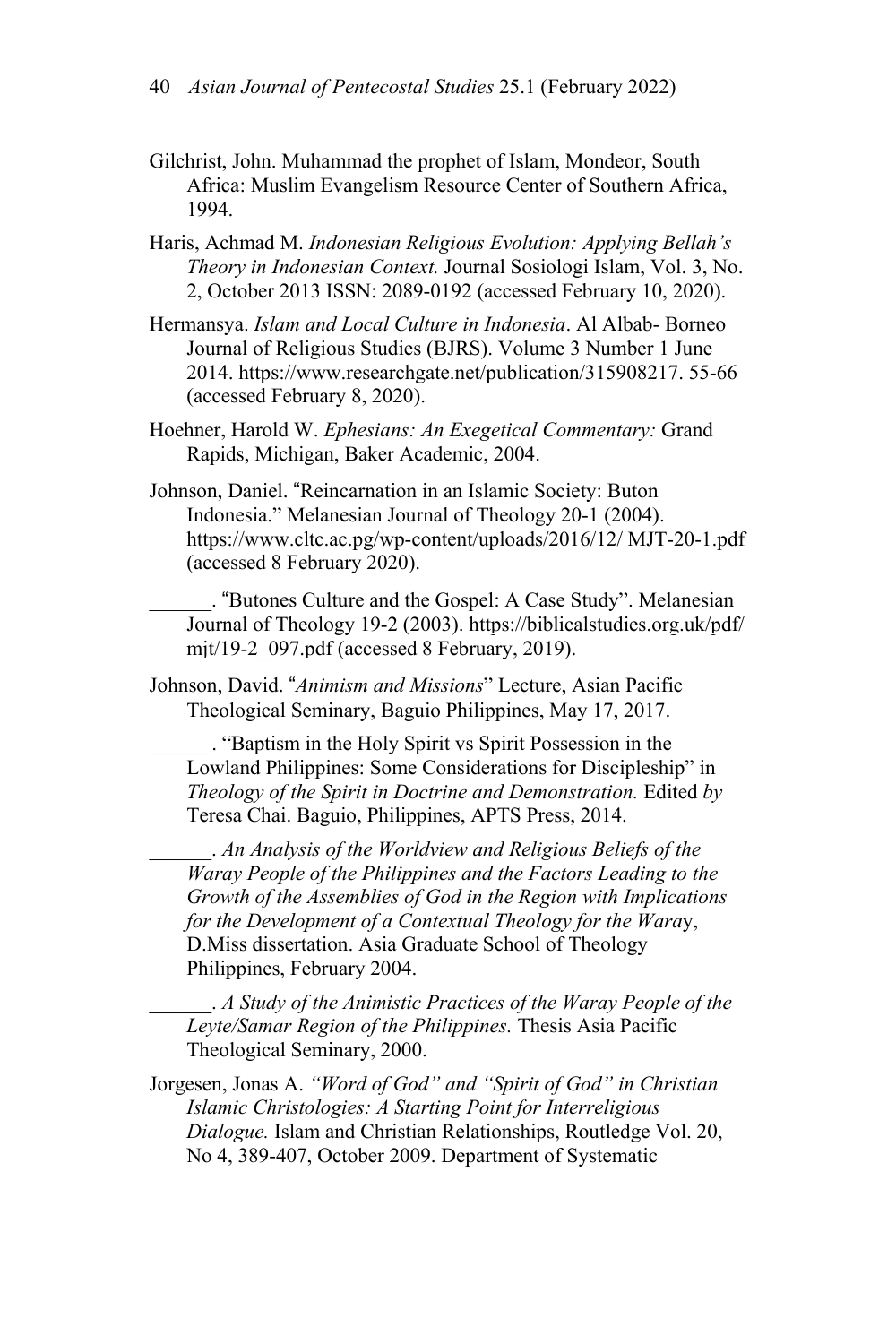Gilchrist, John. Muhammad the prophet of Islam, Mondeor, South Africa: Muslim Evangelism Resource Center of Southern Africa, 1994.

Haris, Achmad M. *Indonesian Religious Evolution: Applying Bellah's Theory in Indonesian Context.* Journal Sosiologi Islam, Vol. 3, No. 2, October 2013 ISSN: 2089-0192 (accessed February 10, 2020).

Hermansya. *Islam and Local Culture in Indonesia*. Al Albab- Borneo Journal of Religious Studies (BJRS). Volume 3 Number 1 June 2014. https://www.researchgate.net/publication/315908217. 55-66 (accessed February 8, 2020).

Hoehner, Harold W. *Ephesians: An Exegetical Commentary:* Grand Rapids, Michigan, Baker Academic, 2004.

Johnson, Daniel. "Reincarnation in an Islamic Society: Buton Indonesia." Melanesian Journal of Theology 20-1 (2004). https://www.cltc.ac.pg/wp-content/uploads/2016/12/ MJT-20-1.pdf (accessed 8 February 2020).

______. "Butones Culture and the Gospel: A Case Study". Melanesian Journal of Theology 19-2 (2003). https://biblicalstudies.org.uk/pdf/ mjt/19-2_097.pdf (accessed 8 February, 2019).

Johnson, David. "*Animism and Missions*" Lecture, Asian Pacific Theological Seminary, Baguio Philippines, May 17, 2017.

______. "Baptism in the Holy Spirit vs Spirit Possession in the Lowland Philippines: Some Considerations for Discipleship" in *Theology of the Spirit in Doctrine and Demonstration.* Edited *by* Teresa Chai. Baguio, Philippines, APTS Press, 2014.

______. *An Analysis of the Worldview and Religious Beliefs of the Waray People of the Philippines and the Factors Leading to the Growth of the Assemblies of God in the Region with Implications for the Development of a Contextual Theology for the Wara*y, D.Miss dissertation. Asia Graduate School of Theology Philippines, February 2004.

______. *A Study of the Animistic Practices of the Waray People of the Leyte/Samar Region of the Philippines.* Thesis Asia Pacific Theological Seminary, 2000.

Jorgesen, Jonas A. *"Word of God" and "Spirit of God" in Christian Islamic Christologies: A Starting Point for Interreligious Dialogue.* Islam and Christian Relationships, Routledge Vol. 20, No 4, 389-407, October 2009. Department of Systematic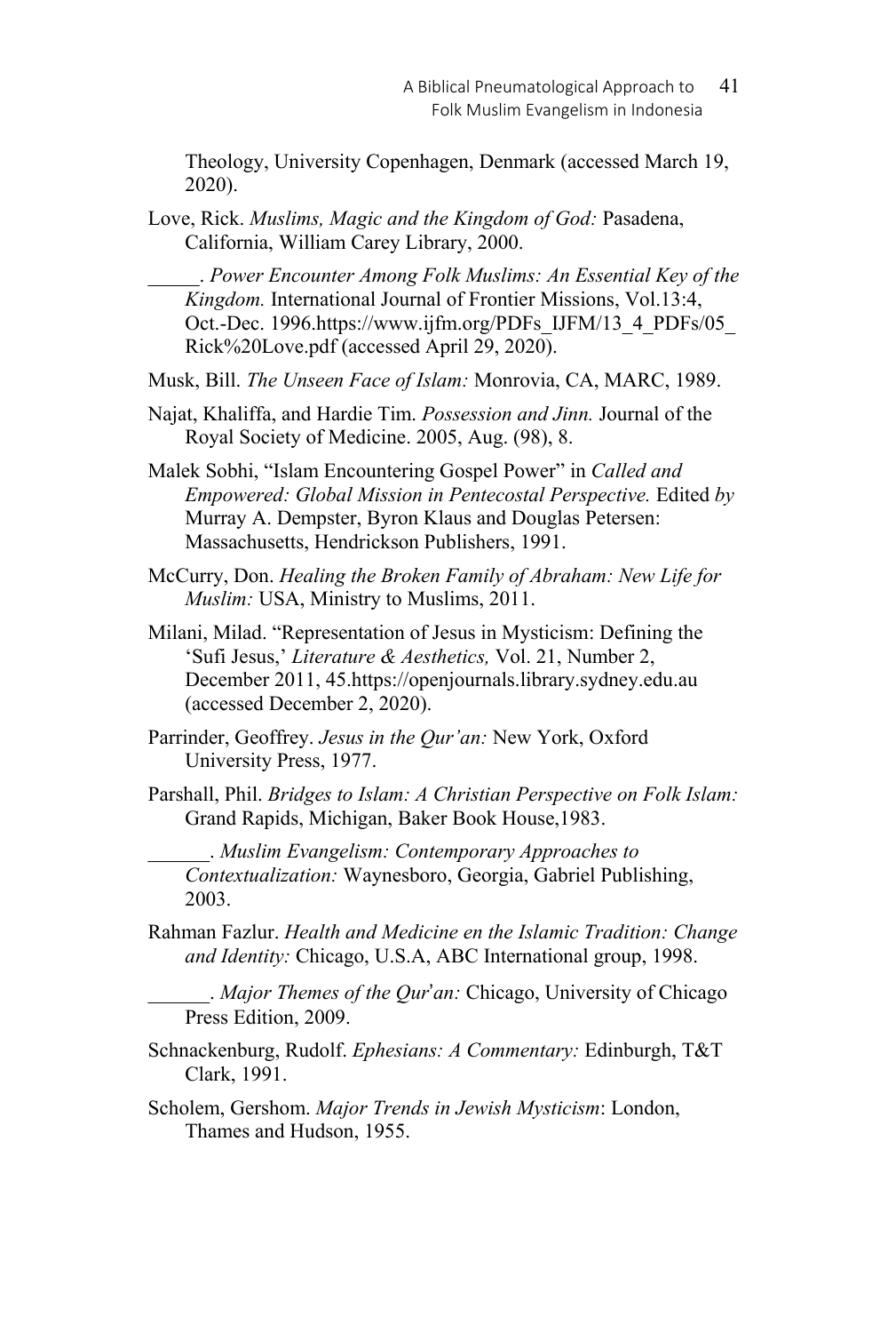Theology, University Copenhagen, Denmark (accessed March 19, 2020).

Love, Rick. *Muslims, Magic and the Kingdom of God:* Pasadena, California, William Carey Library, 2000.

_____. *Power Encounter Among Folk Muslims: An Essential Key of the Kingdom.* International Journal of Frontier Missions, Vol.13:4, Oct.-Dec. 1996.https://www.ijfm.org/PDFs_IJFM/13_4_PDFs/05_Rick%20Love.pdf (accessed April 29, 2020).

Musk, Bill. *The Unseen Face of Islam:* Monrovia, CA, MARC, 1989.

Najat, Khaliffa, and Hardie Tim. *Possession and Jinn.* Journal of the Royal Society of Medicine. 2005, Aug. (98), 8.

Malek Sobhi, "Islam Encountering Gospel Power" in *Called and Empowered: Global Mission in Pentecostal Perspective.* Edited *by* Murray A. Dempster, Byron Klaus and Douglas Petersen: Massachusetts, Hendrickson Publishers, 1991.

McCurry, Don. *Healing the Broken Family of Abraham: New Life for Muslim:* USA, Ministry to Muslims, 2011.

Milani, Milad. "Representation of Jesus in Mysticism: Defining the 'Sufi Jesus,' *Literature & Aesthetics,* Vol. 21, Number 2, December 2011, 45.https://openjournals.library.sydney.edu.au (accessed December 2, 2020).

Parrinder, Geoffrey. *Jesus in the Qur'an:* New York, Oxford University Press, 1977.

Parshall, Phil. *Bridges to Islam: A Christian Perspective on Folk Islam:* Grand Rapids, Michigan, Baker Book House,1983.

______. *Muslim Evangelism: Contemporary Approaches to Contextualization:* Waynesboro, Georgia, Gabriel Publishing, 2003.

Rahman Fazlur. *Health and Medicine en the Islamic Tradition: Change and Identity:* Chicago, U.S.A, ABC International group, 1998.

______. *Major Themes of the Qur'an:* Chicago, University of Chicago Press Edition, 2009.

Schnackenburg, Rudolf. *Ephesians: A Commentary:* Edinburgh, T&T Clark, 1991.

Scholem, Gershom. *Major Trends in Jewish Mysticism*: London, Thames and Hudson, 1955.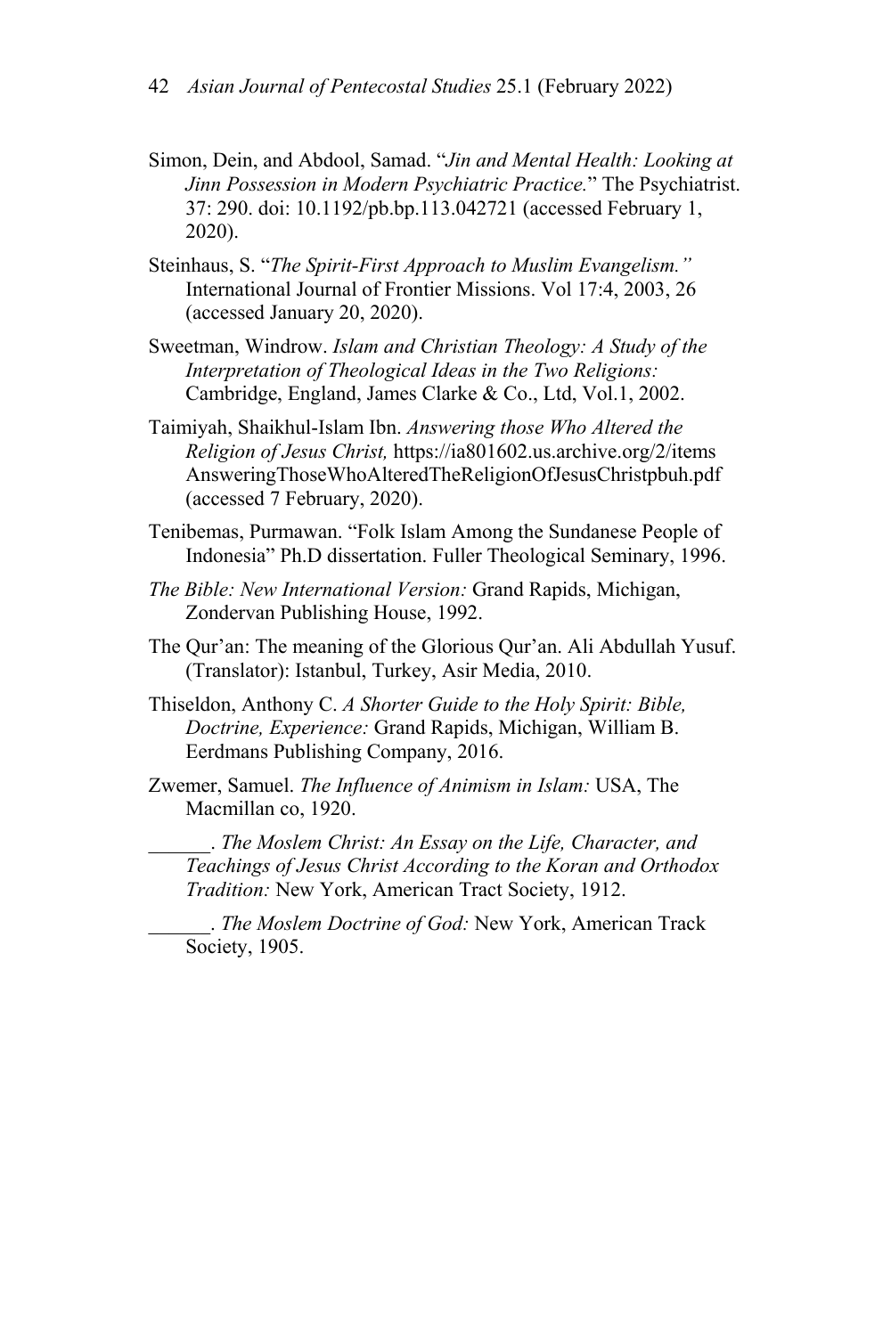Simon, Dein, and Abdool, Samad. "*Jin and Mental Health: Looking at Jinn Possession in Modern Psychiatric Practice.*" The Psychiatrist. 37: 290. doi: 10.1192/pb.bp.113.042721 (accessed February 1, 2020).

Steinhaus, S. "*The Spirit-First Approach to Muslim Evangelism.*" International Journal of Frontier Missions. Vol 17:4, 2003, 26 (accessed January 20, 2020).

Sweetman, Windrow. *Islam and Christian Theology: A Study of the Interpretation of Theological Ideas in the Two Religions:* Cambridge, England, James Clarke & Co., Ltd, Vol.1, 2002.

Taimiyah, Shaikhul-Islam Ibn. *Answering those Who Altered the Religion of Jesus Christ,* https://ia801602.us.archive.org/2/items AnsweringThoseWhoAlteredTheReligionOfJesusChristpbuh.pdf (accessed 7 February, 2020).

Tenibemas, Purmawan. "Folk Islam Among the Sundanese People of Indonesia" Ph.D dissertation. Fuller Theological Seminary, 1996.

*The Bible: New International Version:* Grand Rapids, Michigan, Zondervan Publishing House, 1992.

The Qur'an: The meaning of the Glorious Qur'an. Ali Abdullah Yusuf. (Translator): Istanbul, Turkey, Asir Media, 2010.

Thiseldon, Anthony C. *A Shorter Guide to the Holy Spirit: Bible, Doctrine, Experience:* Grand Rapids, Michigan, William B. Eerdmans Publishing Company, 2016.

Zwemer, Samuel. *The Influence of Animism in Islam:* USA, The Macmillan co, 1920.

______. *The Moslem Christ: An Essay on the Life, Character, and Teachings of Jesus Christ According to the Koran and Orthodox Tradition:* New York, American Tract Society, 1912.

______. *The Moslem Doctrine of God:* New York, American Track Society, 1905.